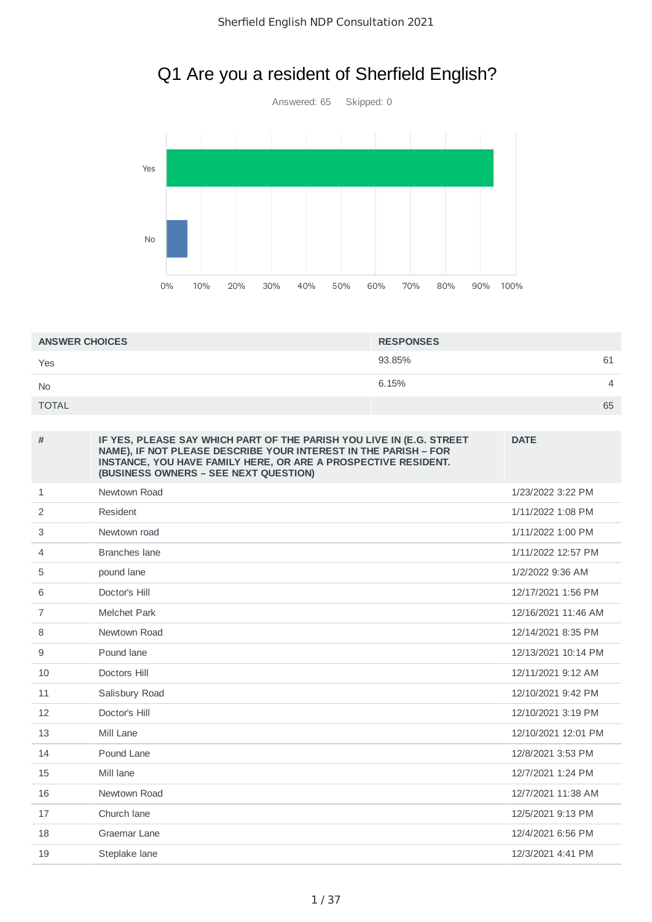# Q1 Are you a resident of Sherfield English?

Answered: 65 Skipped: 0

Yes

No

0% 10% 20% 30% 40% 50% 60% 70% 80% 90% 100%

| ANSWER CHOICES | RESPONSES | |
|---|---|---|
| Yes | 93.85% | 61 |
| No | 6.15% | 4 |
| TOTAL | | 65 |

| # | IF YES, PLEASE SAY WHICH PART OF THE PARISH YOU LIVE IN (E.G. STREET NAME), IF NOT PLEASE DESCRIBE YOUR INTEREST IN THE PARISH – FOR INSTANCE, YOU HAVE FAMILY HERE, OR ARE A PROSPECTIVE RESIDENT. (BUSINESS OWNERS – SEE NEXT QUESTION) | DATE |
|---|---|---|
| 1 | Newtown Road | 1/23/2022 3:22 PM |
| 2 | Resident | 1/11/2022 1:08 PM |
| 3 | Newtown road | 1/11/2022 1:00 PM |
| 4 | Branches lane | 1/11/2022 12:57 PM |
| 5 | pound lane | 1/2/2022 9:36 AM |
| 6 | Doctor's Hill | 12/17/2021 1:56 PM |
| 7 | Melchet Park | 12/16/2021 11:46 AM |
| 8 | Newtown Road | 12/14/2021 8:35 PM |
| 9 | Pound lane | 12/13/2021 10:14 PM |
| 10 | Doctors Hill | 12/11/2021 9:12 AM |
| 11 | Salisbury Road | 12/10/2021 9:42 PM |
| 12 | Doctor's Hill | 12/10/2021 3:19 PM |
| 13 | Mill Lane | 12/10/2021 12:01 PM |
| 14 | Pound Lane | 12/8/2021 3:53 PM |
| 15 | Mill lane | 12/7/2021 1:24 PM |
| 16 | Newtown Road | 12/7/2021 11:38 AM |
| 17 | Church lane | 12/5/2021 9:13 PM |
| 18 | Graemar Lane | 12/4/2021 6:56 PM |
| 19 | Steplake lane | 12/3/2021 4:41 PM |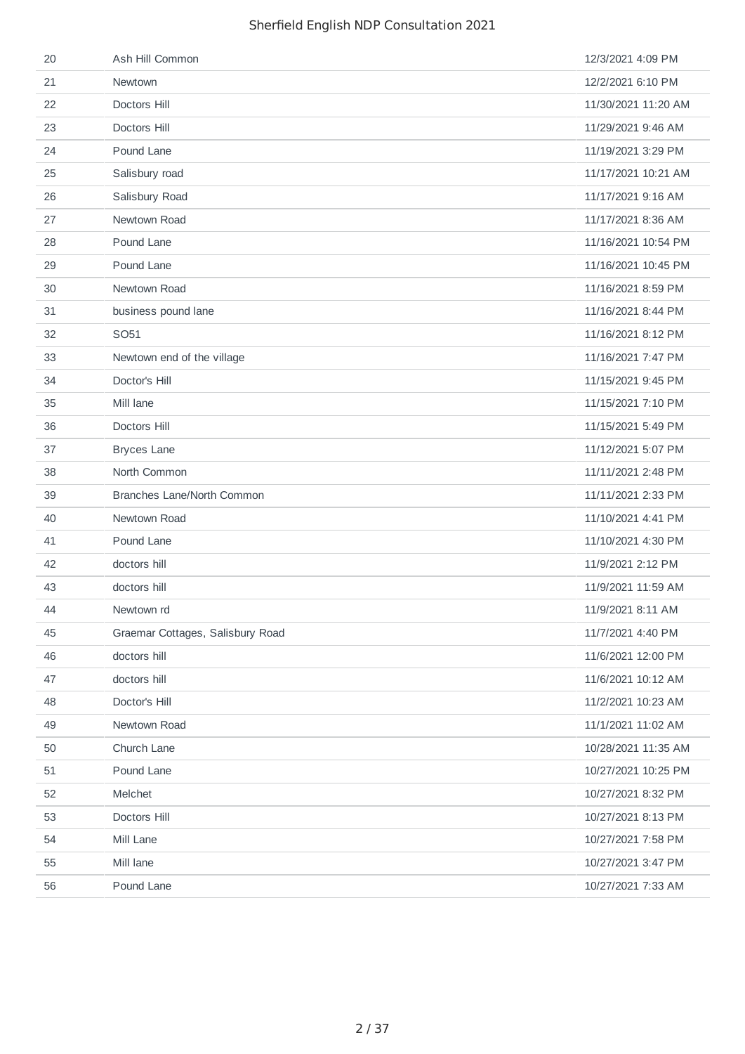| | | |
|---|---|---|
| 20 | Ash Hill Common | 12/3/2021 4:09 PM |
| 21 | Newtown | 12/2/2021 6:10 PM |
| 22 | Doctors Hill | 11/30/2021 11:20 AM |
| 23 | Doctors Hill | 11/29/2021 9:46 AM |
| 24 | Pound Lane | 11/19/2021 3:29 PM |
| 25 | Salisbury road | 11/17/2021 10:21 AM |
| 26 | Salisbury Road | 11/17/2021 9:16 AM |
| 27 | Newtown Road | 11/17/2021 8:36 AM |
| 28 | Pound Lane | 11/16/2021 10:54 PM |
| 29 | Pound Lane | 11/16/2021 10:45 PM |
| 30 | Newtown Road | 11/16/2021 8:59 PM |
| 31 | business pound lane | 11/16/2021 8:44 PM |
| 32 | SO51 | 11/16/2021 8:12 PM |
| 33 | Newtown end of the village | 11/16/2021 7:47 PM |
| 34 | Doctor's Hill | 11/15/2021 9:45 PM |
| 35 | Mill lane | 11/15/2021 7:10 PM |
| 36 | Doctors Hill | 11/15/2021 5:49 PM |
| 37 | Bryces Lane | 11/12/2021 5:07 PM |
| 38 | North Common | 11/11/2021 2:48 PM |
| 39 | Branches Lane/North Common | 11/11/2021 2:33 PM |
| 40 | Newtown Road | 11/10/2021 4:41 PM |
| 41 | Pound Lane | 11/10/2021 4:30 PM |
| 42 | doctors hill | 11/9/2021 2:12 PM |
| 43 | doctors hill | 11/9/2021 11:59 AM |
| 44 | Newtown rd | 11/9/2021 8:11 AM |
| 45 | Graemar Cottages, Salisbury Road | 11/7/2021 4:40 PM |
| 46 | doctors hill | 11/6/2021 12:00 PM |
| 47 | doctors hill | 11/6/2021 10:12 AM |
| 48 | Doctor's Hill | 11/2/2021 10:23 AM |
| 49 | Newtown Road | 11/1/2021 11:02 AM |
| 50 | Church Lane | 10/28/2021 11:35 AM |
| 51 | Pound Lane | 10/27/2021 10:25 PM |
| 52 | Melchet | 10/27/2021 8:32 PM |
| 53 | Doctors Hill | 10/27/2021 8:13 PM |
| 54 | Mill Lane | 10/27/2021 7:58 PM |
| 55 | Mill lane | 10/27/2021 3:47 PM |
| 56 | Pound Lane | 10/27/2021 7:33 AM |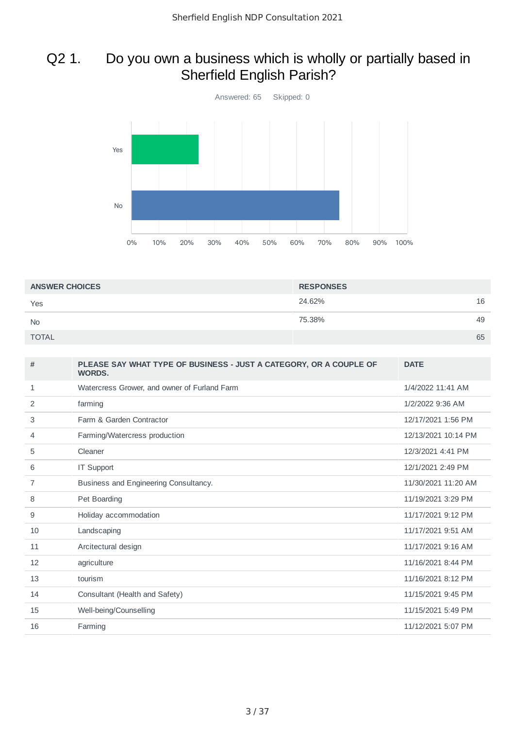## Q2 1. Do you own a business which is wholly or partially based in Sherfield English Parish?

Answered: 65 Skipped: 0

Yes

No

0% 10% 20% 30% 40% 50% 60% 70% 80% 90% 100%

| ANSWER CHOICES | RESPONSES | |
|---|---|---|
| Yes | 24.62% | 16 |
| No | 75.38% | 49 |
| TOTAL | | 65 |

| # | PLEASE SAY WHAT TYPE OF BUSINESS - JUST A CATEGORY, OR A COUPLE OF WORDS. | DATE |
|---|---|---|
| 1 | Watercress Grower, and owner of Furland Farm | 1/4/2022 11:41 AM |
| 2 | farming | 1/2/2022 9:36 AM |
| 3 | Farm & Garden Contractor | 12/17/2021 1:56 PM |
| 4 | Farming/Watercress production | 12/13/2021 10:14 PM |
| 5 | Cleaner | 12/3/2021 4:41 PM |
| 6 | IT Support | 12/1/2021 2:49 PM |
| 7 | Business and Engineering Consultancy. | 11/30/2021 11:20 AM |
| 8 | Pet Boarding | 11/19/2021 3:29 PM |
| 9 | Holiday accommodation | 11/17/2021 9:12 PM |
| 10 | Landscaping | 11/17/2021 9:51 AM |
| 11 | Arcitectural design | 11/17/2021 9:16 AM |
| 12 | agriculture | 11/16/2021 8:44 PM |
| 13 | tourism | 11/16/2021 8:12 PM |
| 14 | Consultant (Health and Safety) | 11/15/2021 9:45 PM |
| 15 | Well-being/Counselling | 11/15/2021 5:49 PM |
| 16 | Farming | 11/12/2021 5:07 PM |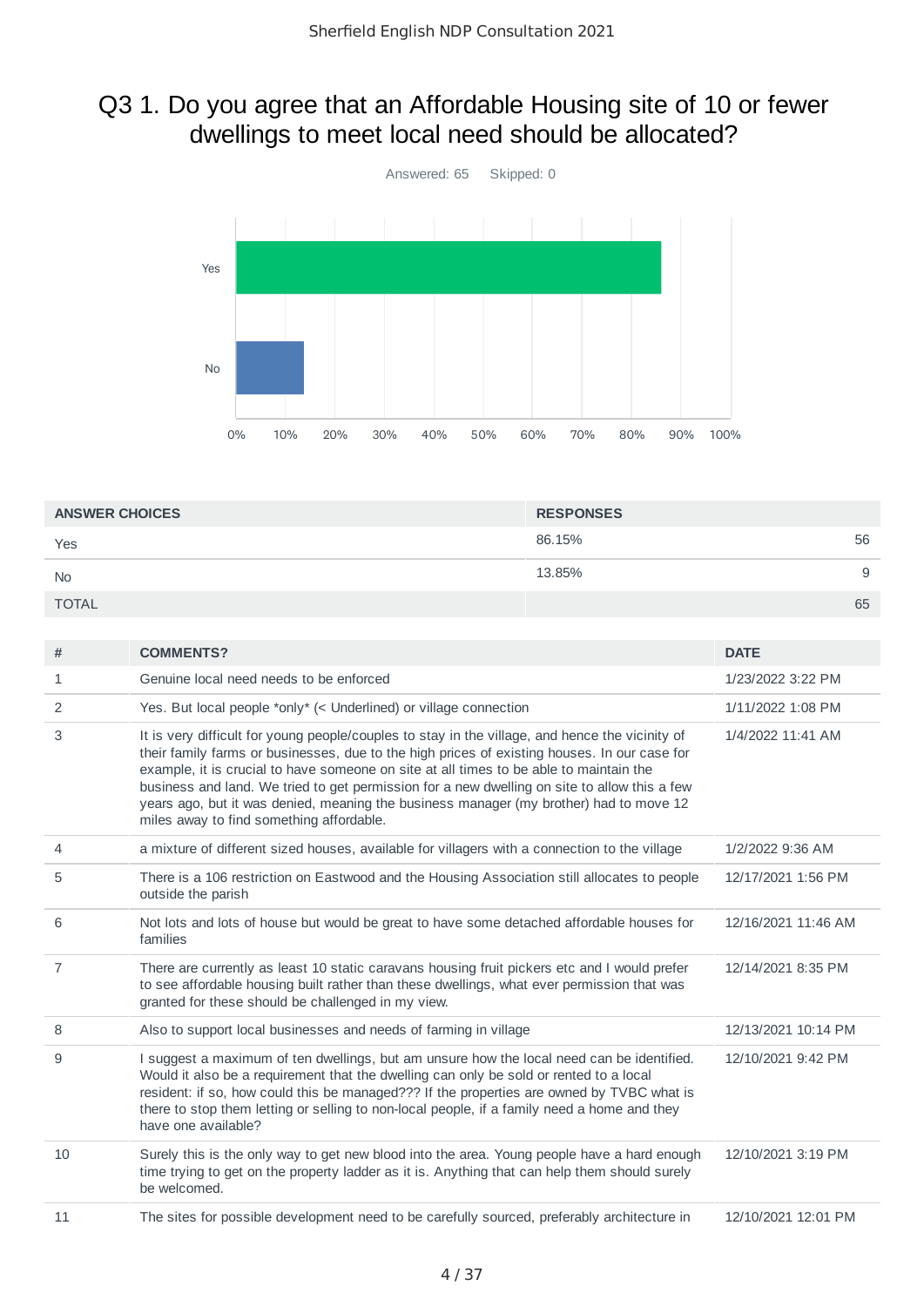# Q3 1. Do you agree that an Affordable Housing site of 10 or fewer dwellings to meet local need should be allocated?

Answered: 65    Skipped: 0

Yes

No

0% 10% 20% 30% 40% 50% 60% 70% 80% 90% 100%

| ANSWER CHOICES | RESPONSES | |
|---|---|---|
| Yes | 86.15% | 56 |
| No | 13.85% | 9 |
| TOTAL | | 65 |

| # | COMMENTS? | DATE |
|---|---|---|
| 1 | Genuine local need needs to be enforced | 1/23/2022 3:22 PM |
| 2 | Yes. But local people *only* (< Underlined) or village connection | 1/11/2022 1:08 PM |
| 3 | It is very difficult for young people/couples to stay in the village, and hence the vicinity of their family farms or businesses, due to the high prices of existing houses. In our case for example, it is crucial to have someone on site at all times to be able to maintain the business and land. We tried to get permission for a new dwelling on site to allow this a few years ago, but it was denied, meaning the business manager (my brother) had to move 12 miles away to find something affordable. | 1/4/2022 11:41 AM |
| 4 | a mixture of different sized houses, available for villagers with a connection to the village | 1/2/2022 9:36 AM |
| 5 | There is a 106 restriction on Eastwood and the Housing Association still allocates to people outside the parish | 12/17/2021 1:56 PM |
| 6 | Not lots and lots of house but would be great to have some detached affordable houses for families | 12/16/2021 11:46 AM |
| 7 | There are currently as least 10 static caravans housing fruit pickers etc and I would prefer to see affordable housing built rather than these dwellings, what ever permission that was granted for these should be challenged in my view. | 12/14/2021 8:35 PM |
| 8 | Also to support local businesses and needs of farming in village | 12/13/2021 10:14 PM |
| 9 | I suggest a maximum of ten dwellings, but am unsure how the local need can be identified. Would it also be a requirement that the dwelling can only be sold or rented to a local resident: if so, how could this be managed??? If the properties are owned by TVBC what is there to stop them letting or selling to non-local people, if a family need a home and they have one available? | 12/10/2021 9:42 PM |
| 10 | Surely this is the only way to get new blood into the area. Young people have a hard enough time trying to get on the property ladder as it is. Anything that can help them should surely be welcomed. | 12/10/2021 3:19 PM |
| 11 | The sites for possible development need to be carefully sourced, preferably architecture in | 12/10/2021 12:01 PM |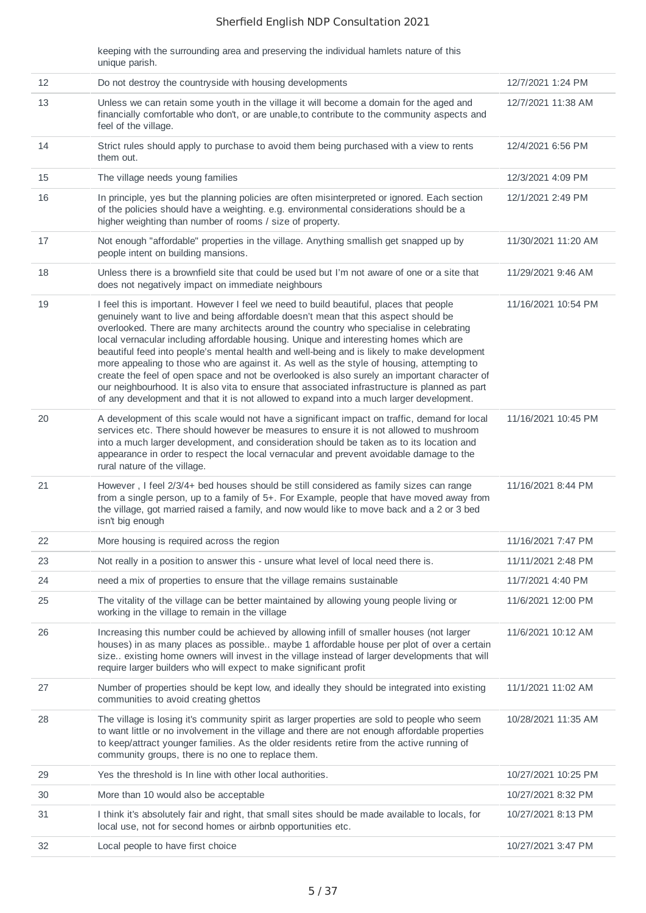keeping with the surrounding area and preserving the individual hamlets nature of this unique parish.

| | | |
|---|---|---|
| 12 | Do not destroy the countryside with housing developments | 12/7/2021 1:24 PM |
| 13 | Unless we can retain some youth in the village it will become a domain for the aged and financially comfortable who don't, or are unable,to contribute to the community aspects and feel of the village. | 12/7/2021 11:38 AM |
| 14 | Strict rules should apply to purchase to avoid them being purchased with a view to rents them out. | 12/4/2021 6:56 PM |
| 15 | The village needs young families | 12/3/2021 4:09 PM |
| 16 | In principle, yes but the planning policies are often misinterpreted or ignored. Each section of the policies should have a weighting. e.g. environmental considerations should be a higher weighting than number of rooms / size of property. | 12/1/2021 2:49 PM |
| 17 | Not enough "affordable" properties in the village. Anything smallish get snapped up by people intent on building mansions. | 11/30/2021 11:20 AM |
| 18 | Unless there is a brownfield site that could be used but I'm not aware of one or a site that does not negatively impact on immediate neighbours | 11/29/2021 9:46 AM |
| 19 | I feel this is important. However I feel we need to build beautiful, places that people genuinely want to live and being affordable doesn't mean that this aspect should be overlooked. There are many architects around the country who specialise in celebrating local vernacular including affordable housing. Unique and interesting homes which are beautiful feed into people's mental health and well-being and is likely to make development more appealing to those who are against it. As well as the style of housing, attempting to create the feel of open space and not be overlooked is also surely an important character of our neighbourhood. It is also vita to ensure that associated infrastructure is planned as part of any development and that it is not allowed to expand into a much larger development. | 11/16/2021 10:54 PM |
| 20 | A development of this scale would not have a significant impact on traffic, demand for local services etc. There should however be measures to ensure it is not allowed to mushroom into a much larger development, and consideration should be taken as to its location and appearance in order to respect the local vernacular and prevent avoidable damage to the rural nature of the village. | 11/16/2021 10:45 PM |
| 21 | However , I feel 2/3/4+ bed houses should be still considered as family sizes can range from a single person, up to a family of 5+. For Example, people that have moved away from the village, got married raised a family, and now would like to move back and a 2 or 3 bed isn't big enough | 11/16/2021 8:44 PM |
| 22 | More housing is required across the region | 11/16/2021 7:47 PM |
| 23 | Not really in a position to answer this - unsure what level of local need there is. | 11/11/2021 2:48 PM |
| 24 | need a mix of properties to ensure that the village remains sustainable | 11/7/2021 4:40 PM |
| 25 | The vitality of the village can be better maintained by allowing young people living or working in the village to remain in the village | 11/6/2021 12:00 PM |
| 26 | Increasing this number could be achieved by allowing infill of smaller houses (not larger houses) in as many places as possible.. maybe 1 affordable house per plot of over a certain size.. existing home owners will invest in the village instead of larger developments that will require larger builders who will expect to make significant profit | 11/6/2021 10:12 AM |
| 27 | Number of properties should be kept low, and ideally they should be integrated into existing communities to avoid creating ghettos | 11/1/2021 11:02 AM |
| 28 | The village is losing it's community spirit as larger properties are sold to people who seem to want little or no involvement in the village and there are not enough affordable properties to keep/attract younger families. As the older residents retire from the active running of community groups, there is no one to replace them. | 10/28/2021 11:35 AM |
| 29 | Yes the threshold is In line with other local authorities. | 10/27/2021 10:25 PM |
| 30 | More than 10 would also be acceptable | 10/27/2021 8:32 PM |
| 31 | I think it's absolutely fair and right, that small sites should be made available to locals, for local use, not for second homes or airbnb opportunities etc. | 10/27/2021 8:13 PM |
| 32 | Local people to have first choice | 10/27/2021 3:47 PM |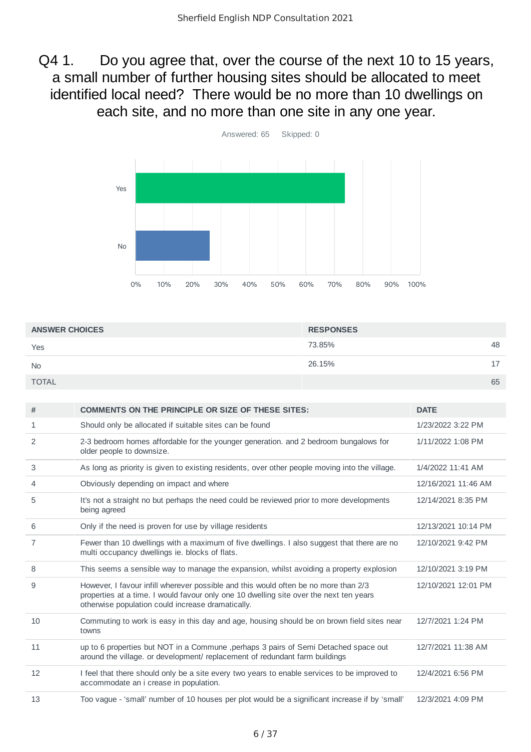## Q4 1. Do you agree that, over the course of the next 10 to 15 years, a small number of further housing sites should be allocated to meet identified local need? There would be no more than 10 dwellings on each site, and no more than one site in any one year.

Answered: 65 Skipped: 0

Yes

No

0% 10% 20% 30% 40% 50% 60% 70% 80% 90% 100%

| ANSWER CHOICES | RESPONSES | |
|---|---|---|
| Yes | 73.85% | 48 |
| No | 26.15% | 17 |
| TOTAL | | 65 |

| # | COMMENTS ON THE PRINCIPLE OR SIZE OF THESE SITES: | DATE |
|---|---|---|
| 1 | Should only be allocated if suitable sites can be found | 1/23/2022 3:22 PM |
| 2 | 2-3 bedroom homes affordable for the younger generation. and 2 bedroom bungalows for older people to downsize. | 1/11/2022 1:08 PM |
| 3 | As long as priority is given to existing residents, over other people moving into the village. | 1/4/2022 11:41 AM |
| 4 | Obviously depending on impact and where | 12/16/2021 11:46 AM |
| 5 | It's not a straight no but perhaps the need could be reviewed prior to more developments being agreed | 12/14/2021 8:35 PM |
| 6 | Only if the need is proven for use by village residents | 12/13/2021 10:14 PM |
| 7 | Fewer than 10 dwellings with a maximum of five dwellings. I also suggest that there are no multi occupancy dwellings ie. blocks of flats. | 12/10/2021 9:42 PM |
| 8 | This seems a sensible way to manage the expansion, whilst avoiding a property explosion | 12/10/2021 3:19 PM |
| 9 | However, I favour infill wherever possible and this would often be no more than 2/3 properties at a time. I would favour only one 10 dwelling site over the next ten years otherwise population could increase dramatically. | 12/10/2021 12:01 PM |
| 10 | Commuting to work is easy in this day and age, housing should be on brown field sites near towns | 12/7/2021 1:24 PM |
| 11 | up to 6 properties but NOT in a Commune ,perhaps 3 pairs of Semi Detached space out around the village. or development/ replacement of redundant farm buildings | 12/7/2021 11:38 AM |
| 12 | I feel that there should only be a site every two years to enable services to be improved to accommodate an i crease in population. | 12/4/2021 6:56 PM |
| 13 | Too vague - 'small' number of 10 houses per plot would be a significant increase if by 'small' | 12/3/2021 4:09 PM |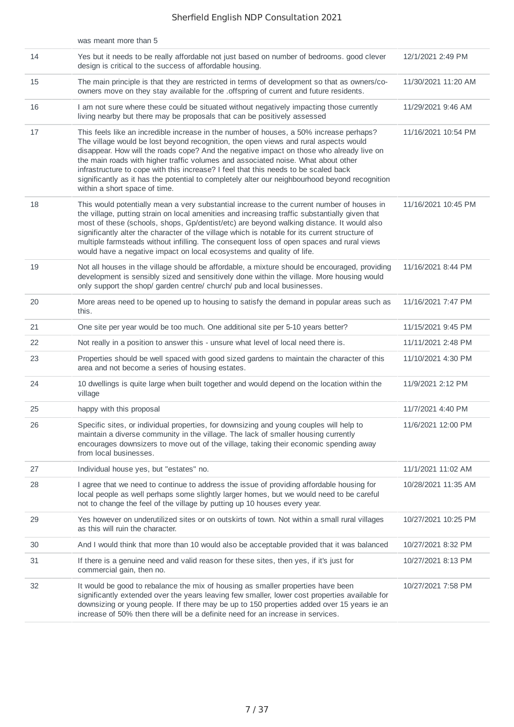| | | |
|---|---|---|
| | was meant more than 5 | |
| 14 | Yes but it needs to be really affordable not just based on number of bedrooms. good clever design is critical to the success of affordable housing. | 12/1/2021 2:49 PM |
| 15 | The main principle is that they are restricted in terms of development so that as owners/co-owners move on they stay available for the .offspring of current and future residents. | 11/30/2021 11:20 AM |
| 16 | I am not sure where these could be situated without negatively impacting those currently living nearby but there may be proposals that can be positively assessed | 11/29/2021 9:46 AM |
| 17 | This feels like an incredible increase in the number of houses, a 50% increase perhaps? The village would be lost beyond recognition, the open views and rural aspects would disappear. How will the roads cope? And the negative impact on those who already live on the main roads with higher traffic volumes and associated noise. What about other infrastructure to cope with this increase? I feel that this needs to be scaled back significantly as it has the potential to completely alter our neighbourhood beyond recognition within a short space of time. | 11/16/2021 10:54 PM |
| 18 | This would potentially mean a very substantial increase to the current number of houses in the village, putting strain on local amenities and increasing traffic substantially given that most of these (schools, shops, Gp/dentist/etc) are beyond walking distance. It would also significantly alter the character of the village which is notable for its current structure of multiple farmsteads without infilling. The consequent loss of open spaces and rural views would have a negative impact on local ecosystems and quality of life. | 11/16/2021 10:45 PM |
| 19 | Not all houses in the village should be affordable, a mixture should be encouraged, providing development is sensibly sized and sensitively done within the village. More housing would only support the shop/ garden centre/ church/ pub and local businesses. | 11/16/2021 8:44 PM |
| 20 | More areas need to be opened up to housing to satisfy the demand in popular areas such as this. | 11/16/2021 7:47 PM |
| 21 | One site per year would be too much. One additional site per 5-10 years better? | 11/15/2021 9:45 PM |
| 22 | Not really in a position to answer this - unsure what level of local need there is. | 11/11/2021 2:48 PM |
| 23 | Properties should be well spaced with good sized gardens to maintain the character of this area and not become a series of housing estates. | 11/10/2021 4:30 PM |
| 24 | 10 dwellings is quite large when built together and would depend on the location within the village | 11/9/2021 2:12 PM |
| 25 | happy with this proposal | 11/7/2021 4:40 PM |
| 26 | Specific sites, or individual properties, for downsizing and young couples will help to maintain a diverse community in the village. The lack of smaller housing currently encourages downsizers to move out of the village, taking their economic spending away from local businesses. | 11/6/2021 12:00 PM |
| 27 | Individual house yes, but "estates" no. | 11/1/2021 11:02 AM |
| 28 | I agree that we need to continue to address the issue of providing affordable housing for local people as well perhaps some slightly larger homes, but we would need to be careful not to change the feel of the village by putting up 10 houses every year. | 10/28/2021 11:35 AM |
| 29 | Yes however on underutilized sites or on outskirts of town. Not within a small rural villages as this will ruin the character. | 10/27/2021 10:25 PM |
| 30 | And I would think that more than 10 would also be acceptable provided that it was balanced | 10/27/2021 8:32 PM |
| 31 | If there is a genuine need and valid reason for these sites, then yes, if it's just for commercial gain, then no. | 10/27/2021 8:13 PM |
| 32 | It would be good to rebalance the mix of housing as smaller properties have been significantly extended over the years leaving few smaller, lower cost properties available for downsizing or young people. If there may be up to 150 properties added over 15 years ie an increase of 50% then there will be a definite need for an increase in services. | 10/27/2021 7:58 PM |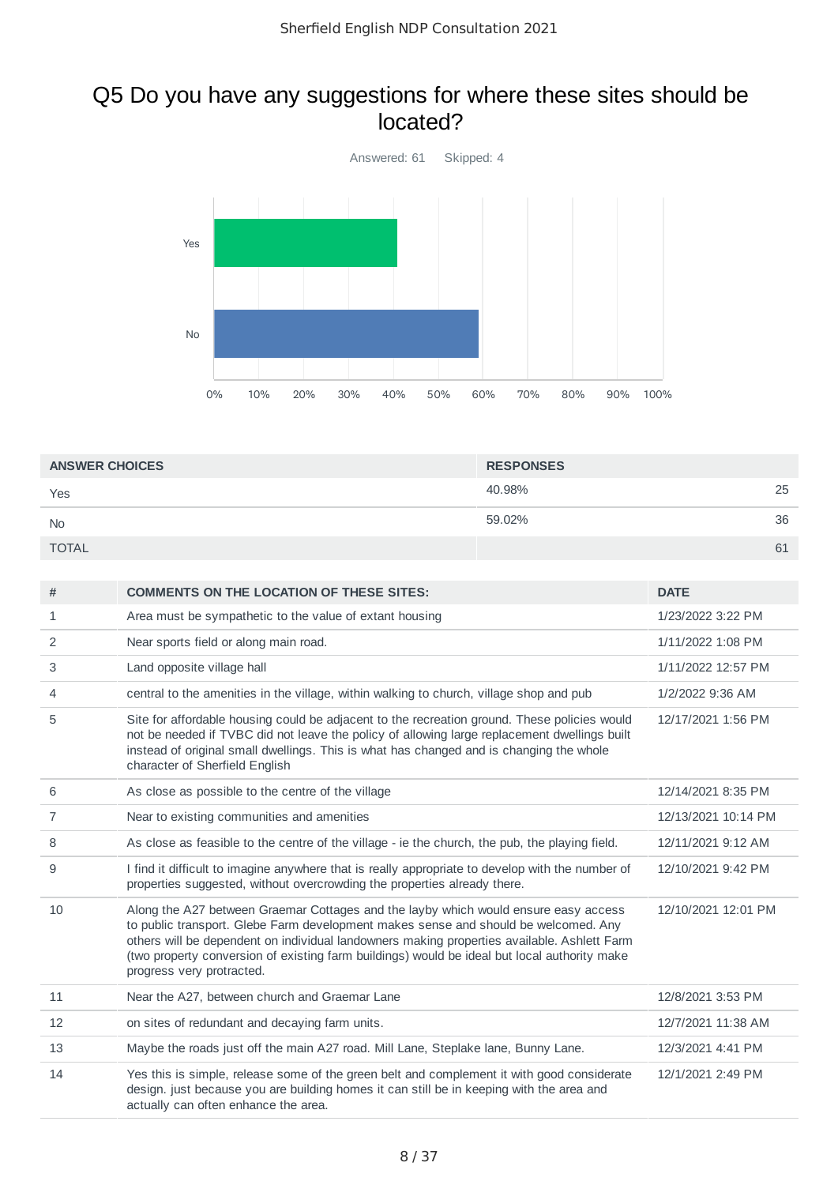# Q5 Do you have any suggestions for where these sites should be located?

Answered: 61 Skipped: 4

Yes

No

0% 10% 20% 30% 40% 50% 60% 70% 80% 90% 100%

| ANSWER CHOICES | RESPONSES | |
|---|---|---|
| Yes | 40.98% | 25 |
| No | 59.02% | 36 |
| TOTAL | | 61 |

| # | COMMENTS ON THE LOCATION OF THESE SITES: | DATE |
|---|---|---|
| 1 | Area must be sympathetic to the value of extant housing | 1/23/2022 3:22 PM |
| 2 | Near sports field or along main road. | 1/11/2022 1:08 PM |
| 3 | Land opposite village hall | 1/11/2022 12:57 PM |
| 4 | central to the amenities in the village, within walking to church, village shop and pub | 1/2/2022 9:36 AM |
| 5 | Site for affordable housing could be adjacent to the recreation ground. These policies would not be needed if TVBC did not leave the policy of allowing large replacement dwellings built instead of original small dwellings. This is what has changed and is changing the whole character of Sherfield English | 12/17/2021 1:56 PM |
| 6 | As close as possible to the centre of the village | 12/14/2021 8:35 PM |
| 7 | Near to existing communities and amenities | 12/13/2021 10:14 PM |
| 8 | As close as feasible to the centre of the village - ie the church, the pub, the playing field. | 12/11/2021 9:12 AM |
| 9 | I find it difficult to imagine anywhere that is really appropriate to develop with the number of properties suggested, without overcrowding the properties already there. | 12/10/2021 9:42 PM |
| 10 | Along the A27 between Graemar Cottages and the layby which would ensure easy access to public transport. Glebe Farm development makes sense and should be welcomed. Any others will be dependent on individual landowners making properties available. Ashlett Farm (two property conversion of existing farm buildings) would be ideal but local authority make progress very protracted. | 12/10/2021 12:01 PM |
| 11 | Near the A27, between church and Graemar Lane | 12/8/2021 3:53 PM |
| 12 | on sites of redundant and decaying farm units. | 12/7/2021 11:38 AM |
| 13 | Maybe the roads just off the main A27 road. Mill Lane, Steplake lane, Bunny Lane. | 12/3/2021 4:41 PM |
| 14 | Yes this is simple, release some of the green belt and complement it with good considerate design. just because you are building homes it can still be in keeping with the area and actually can often enhance the area. | 12/1/2021 2:49 PM |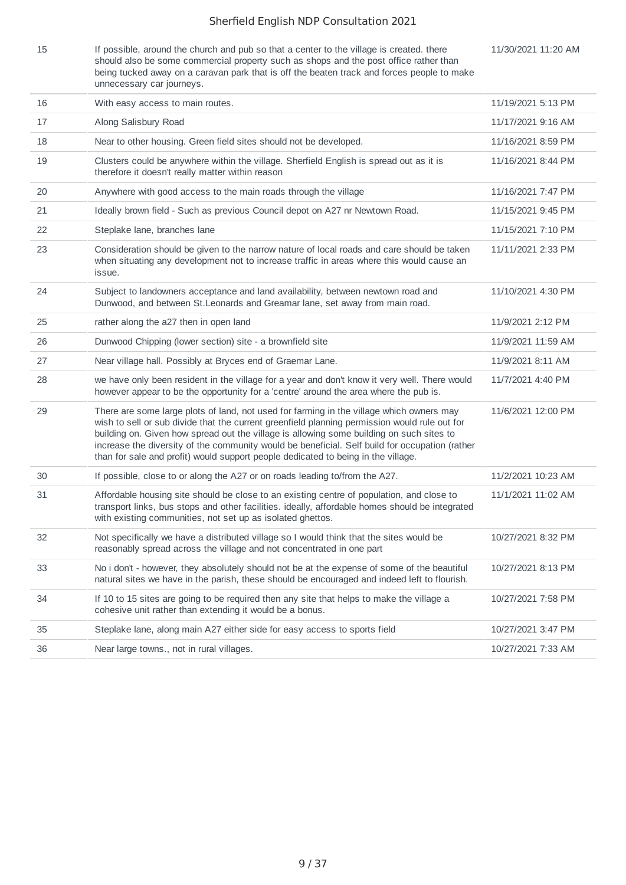| | | |
|---|---|---|
| 15 | If possible, around the church and pub so that a center to the village is created. there should also be some commercial property such as shops and the post office rather than being tucked away on a caravan park that is off the beaten track and forces people to make unnecessary car journeys. | 11/30/2021 11:20 AM |
| 16 | With easy access to main routes. | 11/19/2021 5:13 PM |
| 17 | Along Salisbury Road | 11/17/2021 9:16 AM |
| 18 | Near to other housing. Green field sites should not be developed. | 11/16/2021 8:59 PM |
| 19 | Clusters could be anywhere within the village. Sherfield English is spread out as it is therefore it doesn't really matter within reason | 11/16/2021 8:44 PM |
| 20 | Anywhere with good access to the main roads through the village | 11/16/2021 7:47 PM |
| 21 | Ideally brown field - Such as previous Council depot on A27 nr Newtown Road. | 11/15/2021 9:45 PM |
| 22 | Steplake lane, branches lane | 11/15/2021 7:10 PM |
| 23 | Consideration should be given to the narrow nature of local roads and care should be taken when situating any development not to increase traffic in areas where this would cause an issue. | 11/11/2021 2:33 PM |
| 24 | Subject to landowners acceptance and land availability, between newtown road and Dunwood, and between St.Leonards and Greamar lane, set away from main road. | 11/10/2021 4:30 PM |
| 25 | rather along the a27 then in open land | 11/9/2021 2:12 PM |
| 26 | Dunwood Chipping (lower section) site - a brownfield site | 11/9/2021 11:59 AM |
| 27 | Near village hall. Possibly at Bryces end of Graemar Lane. | 11/9/2021 8:11 AM |
| 28 | we have only been resident in the village for a year and don't know it very well. There would however appear to be the opportunity for a 'centre' around the area where the pub is. | 11/7/2021 4:40 PM |
| 29 | There are some large plots of land, not used for farming in the village which owners may wish to sell or sub divide that the current greenfield planning permission would rule out for building on. Given how spread out the village is allowing some building on such sites to increase the diversity of the community would be beneficial. Self build for occupation (rather than for sale and profit) would support people dedicated to being in the village. | 11/6/2021 12:00 PM |
| 30 | If possible, close to or along the A27 or on roads leading to/from the A27. | 11/2/2021 10:23 AM |
| 31 | Affordable housing site should be close to an existing centre of population, and close to transport links, bus stops and other facilities. ideally, affordable homes should be integrated with existing communities, not set up as isolated ghettos. | 11/1/2021 11:02 AM |
| 32 | Not specifically we have a distributed village so I would think that the sites would be reasonably spread across the village and not concentrated in one part | 10/27/2021 8:32 PM |
| 33 | No i don't - however, they absolutely should not be at the expense of some of the beautiful natural sites we have in the parish, these should be encouraged and indeed left to flourish. | 10/27/2021 8:13 PM |
| 34 | If 10 to 15 sites are going to be required then any site that helps to make the village a cohesive unit rather than extending it would be a bonus. | 10/27/2021 7:58 PM |
| 35 | Steplake lane, along main A27 either side for easy access to sports field | 10/27/2021 3:47 PM |
| 36 | Near large towns., not in rural villages. | 10/27/2021 7:33 AM |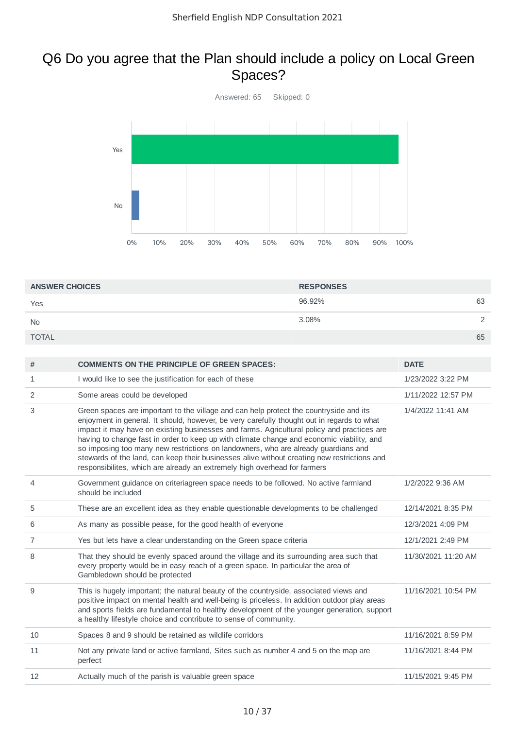# Q6 Do you agree that the Plan should include a policy on Local Green Spaces?

Answered: 65 Skipped: 0

Yes

No

0% 10% 20% 30% 40% 50% 60% 70% 80% 90% 100%

| ANSWER CHOICES | RESPONSES | |
|---|---|---|
| Yes | 96.92% | 63 |
| No | 3.08% | 2 |
| TOTAL | | 65 |

| # | COMMENTS ON THE PRINCIPLE OF GREEN SPACES: | DATE |
|---|---|---|
| 1 | I would like to see the justification for each of these | 1/23/2022 3:22 PM |
| 2 | Some areas could be developed | 1/11/2022 12:57 PM |
| 3 | Green spaces are important to the village and can help protect the countryside and its enjoyment in general. It should, however, be very carefully thought out in regards to what impact it may have on existing businesses and farms. Agricultural policy and practices are having to change fast in order to keep up with climate change and economic viability, and so imposing too many new restrictions on landowners, who are already guardians and stewards of the land, can keep their businesses alive without creating new restrictions and responsibilites, which are already an extremely high overhead for farmers | 1/4/2022 11:41 AM |
| 4 | Government guidance on criteriagreen space needs to be followed. No active farmland should be included | 1/2/2022 9:36 AM |
| 5 | These are an excellent idea as they enable questionable developments to be challenged | 12/14/2021 8:35 PM |
| 6 | As many as possible pease, for the good health of everyone | 12/3/2021 4:09 PM |
| 7 | Yes but lets have a clear understanding on the Green space criteria | 12/1/2021 2:49 PM |
| 8 | That they should be evenly spaced around the village and its surrounding area such that every property would be in easy reach of a green space. In particular the area of Gambledown should be protected | 11/30/2021 11:20 AM |
| 9 | This is hugely important; the natural beauty of the countryside, associated views and positive impact on mental health and well-being is priceless. In addition outdoor play areas and sports fields are fundamental to healthy development of the younger generation, support a healthy lifestyle choice and contribute to sense of community. | 11/16/2021 10:54 PM |
| 10 | Spaces 8 and 9 should be retained as wildlife corridors | 11/16/2021 8:59 PM |
| 11 | Not any private land or active farmland, Sites such as number 4 and 5 on the map are perfect | 11/16/2021 8:44 PM |
| 12 | Actually much of the parish is valuable green space | 11/15/2021 9:45 PM |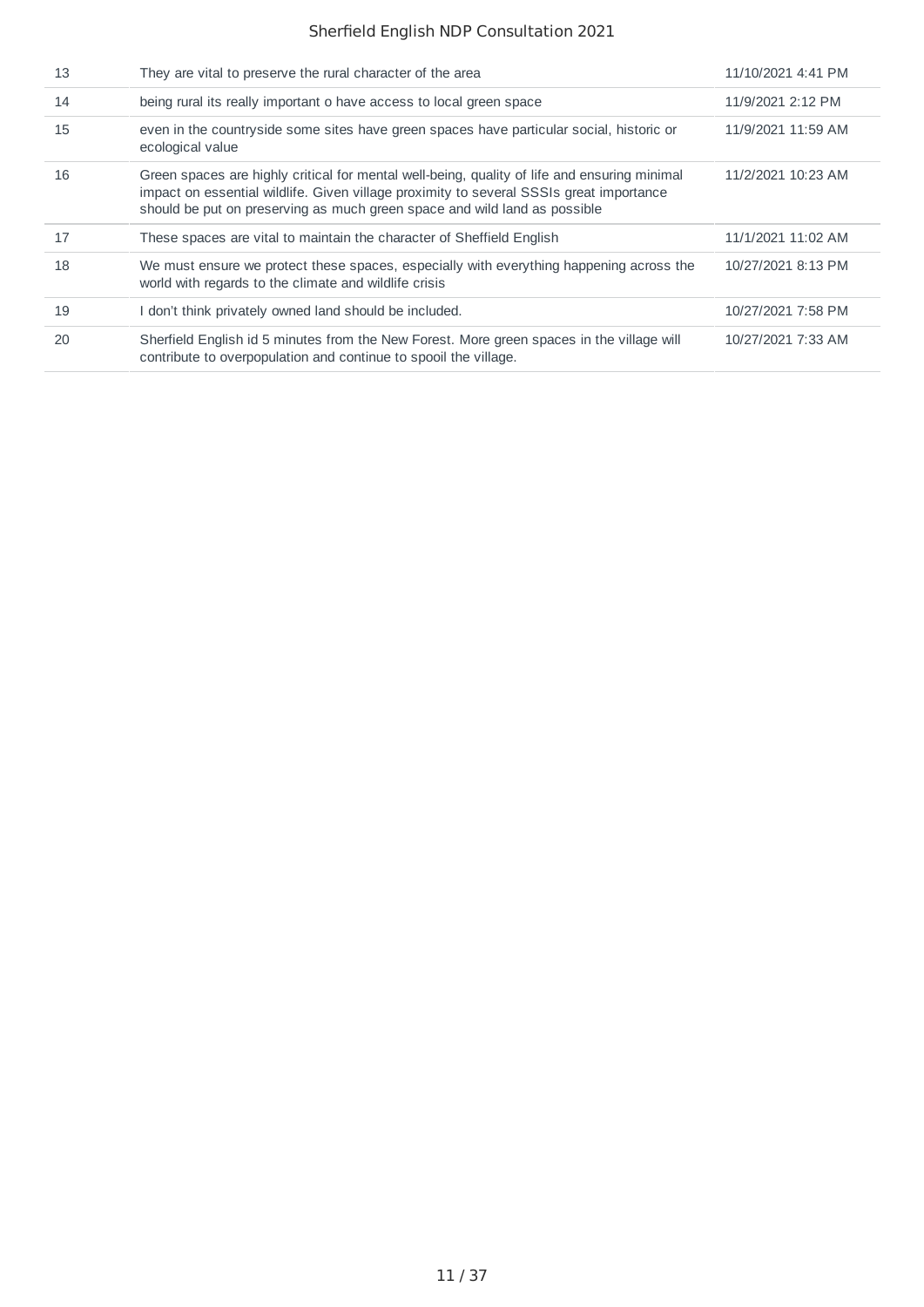| | | |
|---|---|---|
| 13 | They are vital to preserve the rural character of the area | 11/10/2021 4:41 PM |
| 14 | being rural its really important o have access to local green space | 11/9/2021 2:12 PM |
| 15 | even in the countryside some sites have green spaces have particular social, historic or ecological value | 11/9/2021 11:59 AM |
| 16 | Green spaces are highly critical for mental well-being, quality of life and ensuring minimal impact on essential wildlife. Given village proximity to several SSSIs great importance should be put on preserving as much green space and wild land as possible | 11/2/2021 10:23 AM |
| 17 | These spaces are vital to maintain the character of Sheffield English | 11/1/2021 11:02 AM |
| 18 | We must ensure we protect these spaces, especially with everything happening across the world with regards to the climate and wildlife crisis | 10/27/2021 8:13 PM |
| 19 | I don't think privately owned land should be included. | 10/27/2021 7:58 PM |
| 20 | Sherfield English id 5 minutes from the New Forest. More green spaces in the village will contribute to overpopulation and continue to spooil the village. | 10/27/2021 7:33 AM |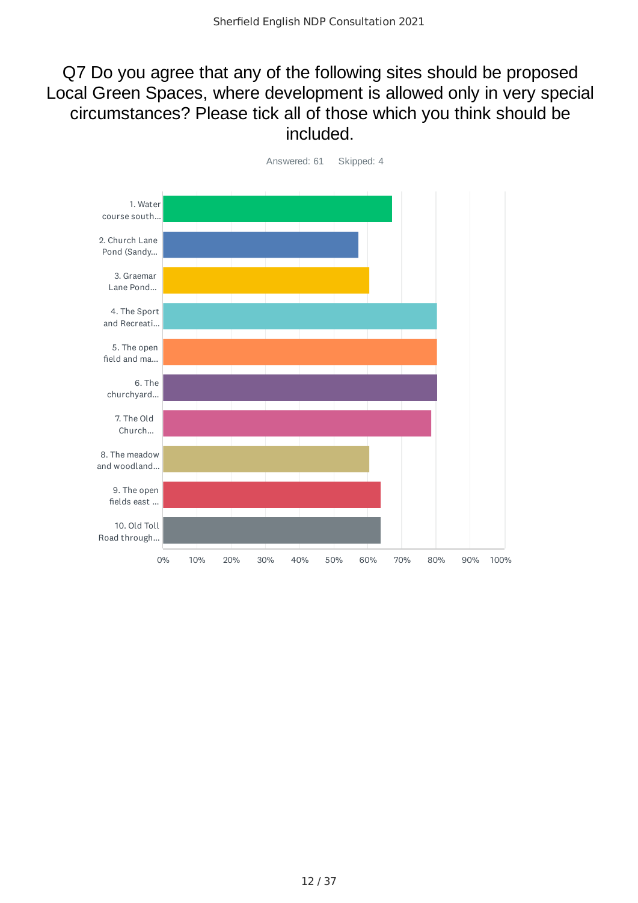# Q7 Do you agree that any of the following sites should be proposed Local Green Spaces, where development is allowed only in very special circumstances? Please tick all of those which you think should be included.

Answered: 61 Skipped: 4

1. Water course south...
2. Church Lane Pond (Sandy...
3. Graemar Lane Pond...
4. The Sport and Recreati...
5. The open field and ma...
6. The churchyard...
7. The Old Church...
8. The meadow and woodland...
9. The open fields east ...
10. Old Toll Road through...

0% 10% 20% 30% 40% 50% 60% 70% 80% 90% 100%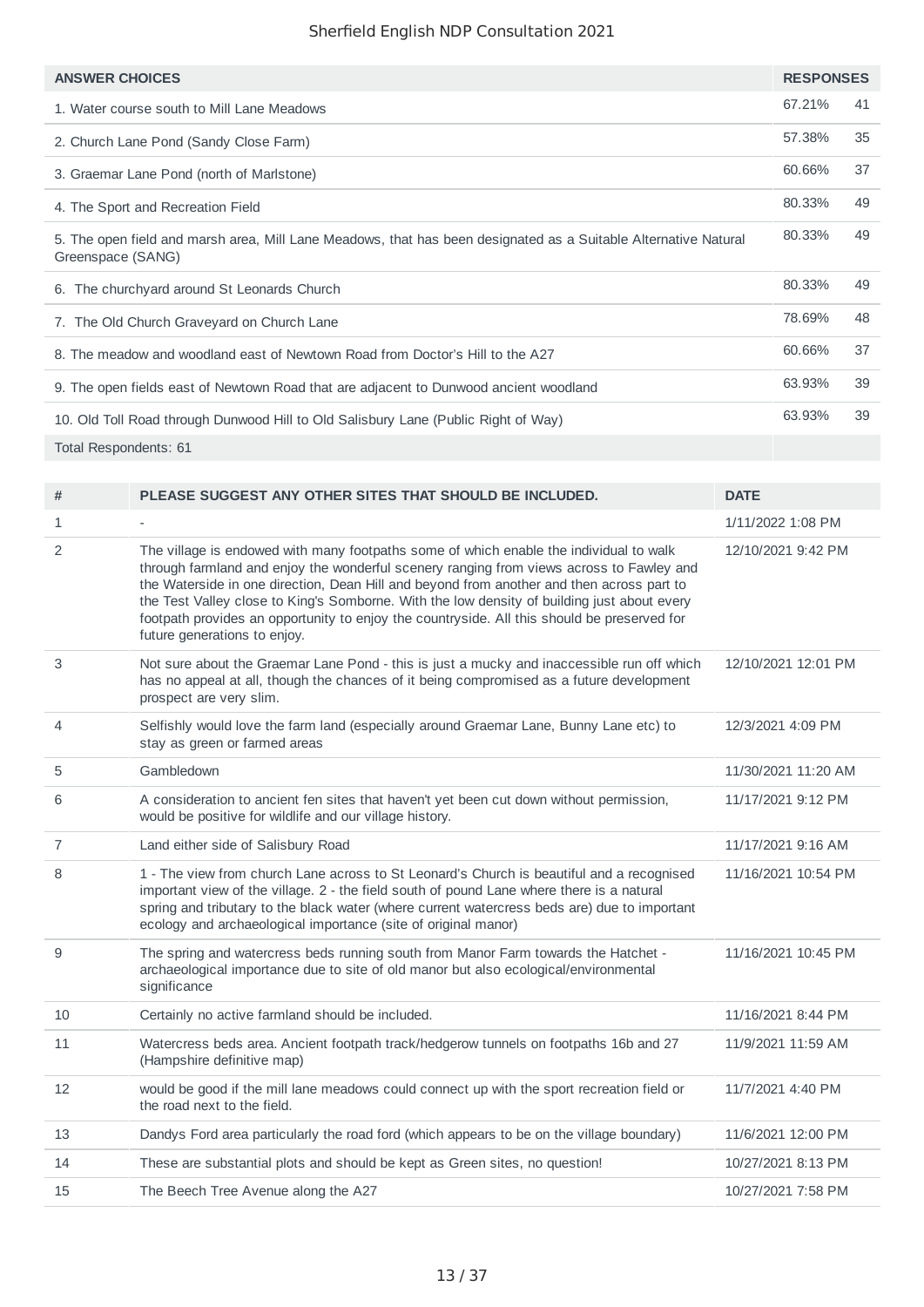| ANSWER CHOICES | RESPONSES | |
|---|---|---|
| 1. Water course south to Mill Lane Meadows | 67.21% | 41 |
| 2. Church Lane Pond (Sandy Close Farm) | 57.38% | 35 |
| 3. Graemar Lane Pond (north of Marlstone) | 60.66% | 37 |
| 4. The Sport and Recreation Field | 80.33% | 49 |
| 5. The open field and marsh area, Mill Lane Meadows, that has been designated as a Suitable Alternative Natural Greenspace (SANG) | 80.33% | 49 |
| 6. The churchyard around St Leonards Church | 80.33% | 49 |
| 7. The Old Church Graveyard on Church Lane | 78.69% | 48 |
| 8. The meadow and woodland east of Newtown Road from Doctor's Hill to the A27 | 60.66% | 37 |
| 9. The open fields east of Newtown Road that are adjacent to Dunwood ancient woodland | 63.93% | 39 |
| 10. Old Toll Road through Dunwood Hill to Old Salisbury Lane (Public Right of Way) | 63.93% | 39 |
| Total Respondents: 61 | | |

| # | PLEASE SUGGEST ANY OTHER SITES THAT SHOULD BE INCLUDED. | DATE |
|---|---|---|
| 1 | - | 1/11/2022 1:08 PM |
| 2 | The village is endowed with many footpaths some of which enable the individual to walk through farmland and enjoy the wonderful scenery ranging from views across to Fawley and the Waterside in one direction, Dean Hill and beyond from another and then across part to the Test Valley close to King's Somborne. With the low density of building just about every footpath provides an opportunity to enjoy the countryside. All this should be preserved for future generations to enjoy. | 12/10/2021 9:42 PM |
| 3 | Not sure about the Graemar Lane Pond - this is just a mucky and inaccessible run off which has no appeal at all, though the chances of it being compromised as a future development prospect are very slim. | 12/10/2021 12:01 PM |
| 4 | Selfishly would love the farm land (especially around Graemar Lane, Bunny Lane etc) to stay as green or farmed areas | 12/3/2021 4:09 PM |
| 5 | Gambledown | 11/30/2021 11:20 AM |
| 6 | A consideration to ancient fen sites that haven't yet been cut down without permission, would be positive for wildlife and our village history. | 11/17/2021 9:12 PM |
| 7 | Land either side of Salisbury Road | 11/17/2021 9:16 AM |
| 8 | 1 - The view from church Lane across to St Leonard's Church is beautiful and a recognised important view of the village. 2 - the field south of pound Lane where there is a natural spring and tributary to the black water (where current watercress beds are) due to important ecology and archaeological importance (site of original manor) | 11/16/2021 10:54 PM |
| 9 | The spring and watercress beds running south from Manor Farm towards the Hatchet - archaeological importance due to site of old manor but also ecological/environmental significance | 11/16/2021 10:45 PM |
| 10 | Certainly no active farmland should be included. | 11/16/2021 8:44 PM |
| 11 | Watercress beds area. Ancient footpath track/hedgerow tunnels on footpaths 16b and 27 (Hampshire definitive map) | 11/9/2021 11:59 AM |
| 12 | would be good if the mill lane meadows could connect up with the sport recreation field or the road next to the field. | 11/7/2021 4:40 PM |
| 13 | Dandys Ford area particularly the road ford (which appears to be on the village boundary) | 11/6/2021 12:00 PM |
| 14 | These are substantial plots and should be kept as Green sites, no question! | 10/27/2021 8:13 PM |
| 15 | The Beech Tree Avenue along the A27 | 10/27/2021 7:58 PM |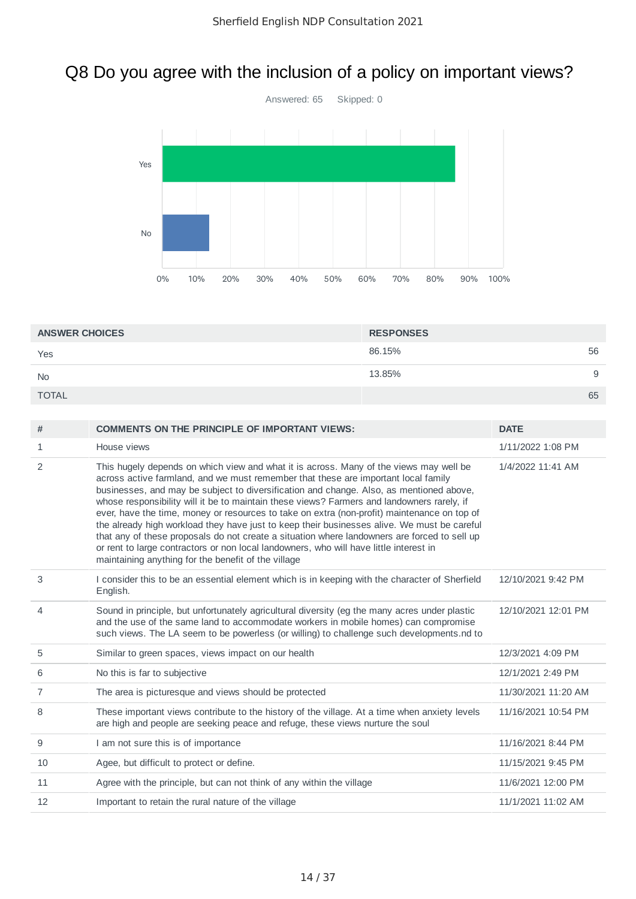# Q8 Do you agree with the inclusion of a policy on important views?

Answered: 65 Skipped: 0

Yes
No

0% 10% 20% 30% 40% 50% 60% 70% 80% 90% 100%

| ANSWER CHOICES | RESPONSES | |
|---|---|---|
| Yes | 86.15% | 56 |
| No | 13.85% | 9 |
| TOTAL | | 65 |

| # | COMMENTS ON THE PRINCIPLE OF IMPORTANT VIEWS: | DATE |
|---|---|---|
| 1 | House views | 1/11/2022 1:08 PM |
| 2 | This hugely depends on which view and what it is across. Many of the views may well be across active farmland, and we must remember that these are important local family businesses, and may be subject to diversification and change. Also, as mentioned above, whose responsibility will it be to maintain these views? Farmers and landowners rarely, if ever, have the time, money or resources to take on extra (non-profit) maintenance on top of the already high workload they have just to keep their businesses alive. We must be careful that any of these proposals do not create a situation where landowners are forced to sell up or rent to large contractors or non local landowners, who will have little interest in maintaining anything for the benefit of the village | 1/4/2022 11:41 AM |
| 3 | I consider this to be an essential element which is in keeping with the character of Sherfield English. | 12/10/2021 9:42 PM |
| 4 | Sound in principle, but unfortunately agricultural diversity (eg the many acres under plastic and the use of the same land to accommodate workers in mobile homes) can compromise such views. The LA seem to be powerless (or willing) to challenge such developments.nd to | 12/10/2021 12:01 PM |
| 5 | Similar to green spaces, views impact on our health | 12/3/2021 4:09 PM |
| 6 | No this is far to subjective | 12/1/2021 2:49 PM |
| 7 | The area is picturesque and views should be protected | 11/30/2021 11:20 AM |
| 8 | These important views contribute to the history of the village. At a time when anxiety levels are high and people are seeking peace and refuge, these views nurture the soul | 11/16/2021 10:54 PM |
| 9 | I am not sure this is of importance | 11/16/2021 8:44 PM |
| 10 | Agee, but difficult to protect or define. | 11/15/2021 9:45 PM |
| 11 | Agree with the principle, but can not think of any within the village | 11/6/2021 12:00 PM |
| 12 | Important to retain the rural nature of the village | 11/1/2021 11:02 AM |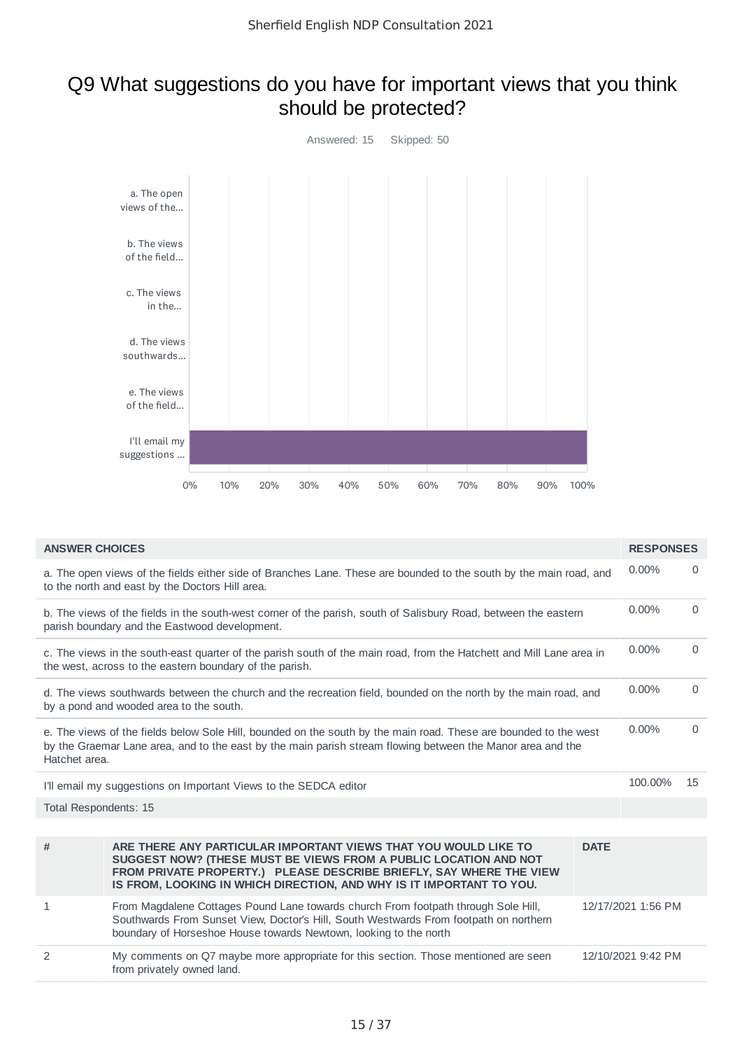# Q9 What suggestions do you have for important views that you think should be protected?

Answered: 15 Skipped: 50

a. The open views of the...

b. The views of the field...

c. The views in the...

d. The views southwards...

e. The views of the field...

I'll email my suggestions ...

0% 10% 20% 30% 40% 50% 60% 70% 80% 90% 100%

| ANSWER CHOICES | RESPONSES | |
|---|---|---|
| a. The open views of the fields either side of Branches Lane. These are bounded to the south by the main road, and to the north and east by the Doctors Hill area. | 0.00% | 0 |
| b. The views of the fields in the south-west corner of the parish, south of Salisbury Road, between the eastern parish boundary and the Eastwood development. | 0.00% | 0 |
| c. The views in the south-east quarter of the parish south of the main road, from the Hatchett and Mill Lane area in the west, across to the eastern boundary of the parish. | 0.00% | 0 |
| d. The views southwards between the church and the recreation field, bounded on the north by the main road, and by a pond and wooded area to the south. | 0.00% | 0 |
| e. The views of the fields below Sole Hill, bounded on the south by the main road. These are bounded to the west by the Graemar Lane area, and to the east by the main parish stream flowing between the Manor area and the Hatchet area. | 0.00% | 0 |
| I'll email my suggestions on Important Views to the SEDCA editor | 100.00% | 15 |
| Total Respondents: 15 | | |

| # | ARE THERE ANY PARTICULAR IMPORTANT VIEWS THAT YOU WOULD LIKE TO SUGGEST NOW? (THESE MUST BE VIEWS FROM A PUBLIC LOCATION AND NOT FROM PRIVATE PROPERTY.) PLEASE DESCRIBE BRIEFLY, SAY WHERE THE VIEW IS FROM, LOOKING IN WHICH DIRECTION, AND WHY IS IT IMPORTANT TO YOU. | DATE |
|---|---|---|
| 1 | From Magdalene Cottages Pound Lane towards church From footpath through Sole Hill, Southwards From Sunset View, Doctor's Hill, South Westwards From footpath on northern boundary of Horseshoe House towards Newtown, looking to the north | 12/17/2021 1:56 PM |
| 2 | My comments on Q7 maybe more appropriate for this section. Those mentioned are seen from privately owned land. | 12/10/2021 9:42 PM |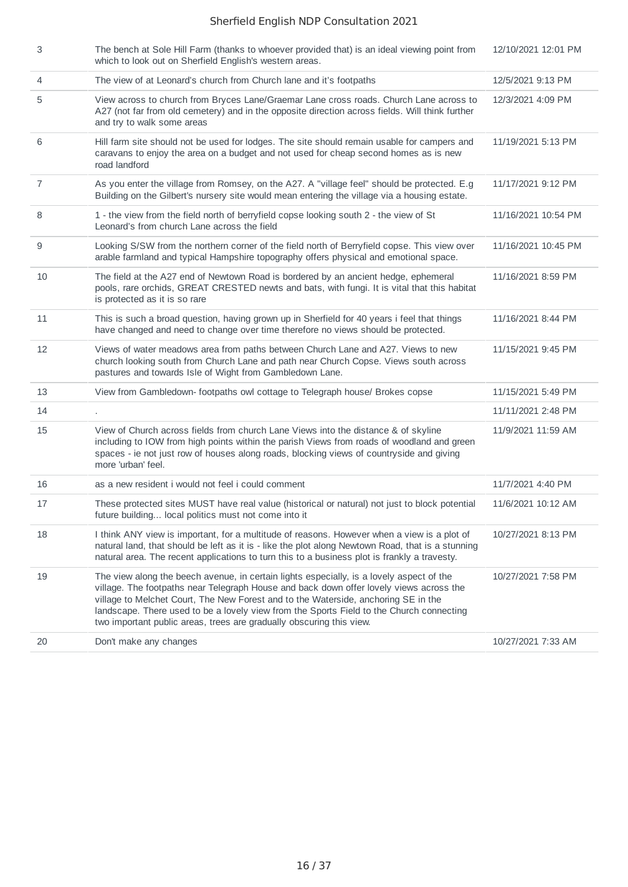| | | |
|---|---|---|
| 3 | The bench at Sole Hill Farm (thanks to whoever provided that) is an ideal viewing point from which to look out on Sherfield English's western areas. | 12/10/2021 12:01 PM |
| 4 | The view of at Leonard's church from Church lane and it's footpaths | 12/5/2021 9:13 PM |
| 5 | View across to church from Bryces Lane/Graemar Lane cross roads. Church Lane across to A27 (not far from old cemetery) and in the opposite direction across fields. Will think further and try to walk some areas | 12/3/2021 4:09 PM |
| 6 | Hill farm site should not be used for lodges. The site should remain usable for campers and caravans to enjoy the area on a budget and not used for cheap second homes as is new road landford | 11/19/2021 5:13 PM |
| 7 | As you enter the village from Romsey, on the A27. A "village feel" should be protected. E.g Building on the Gilbert's nursery site would mean entering the village via a housing estate. | 11/17/2021 9:12 PM |
| 8 | 1 - the view from the field north of berryfield copse looking south 2 - the view of St Leonard's from church Lane across the field | 11/16/2021 10:54 PM |
| 9 | Looking S/SW from the northern corner of the field north of Berryfield copse. This view over arable farmland and typical Hampshire topography offers physical and emotional space. | 11/16/2021 10:45 PM |
| 10 | The field at the A27 end of Newtown Road is bordered by an ancient hedge, ephemeral pools, rare orchids, GREAT CRESTED newts and bats, with fungi. It is vital that this habitat is protected as it is so rare | 11/16/2021 8:59 PM |
| 11 | This is such a broad question, having grown up in Sherfield for 40 years i feel that things have changed and need to change over time therefore no views should be protected. | 11/16/2021 8:44 PM |
| 12 | Views of water meadows area from paths between Church Lane and A27. Views to new church looking south from Church Lane and path near Church Copse. Views south across pastures and towards Isle of Wight from Gambledown Lane. | 11/15/2021 9:45 PM |
| 13 | View from Gambledown- footpaths owl cottage to Telegraph house/ Brokes copse | 11/15/2021 5:49 PM |
| 14 | . | 11/11/2021 2:48 PM |
| 15 | View of Church across fields from church Lane Views into the distance & of skyline including to IOW from high points within the parish Views from roads of woodland and green spaces - ie not just row of houses along roads, blocking views of countryside and giving more 'urban' feel. | 11/9/2021 11:59 AM |
| 16 | as a new resident i would not feel i could comment | 11/7/2021 4:40 PM |
| 17 | These protected sites MUST have real value (historical or natural) not just to block potential future building... local politics must not come into it | 11/6/2021 10:12 AM |
| 18 | I think ANY view is important, for a multitude of reasons. However when a view is a plot of natural land, that should be left as it is - like the plot along Newtown Road, that is a stunning natural area. The recent applications to turn this to a business plot is frankly a travesty. | 10/27/2021 8:13 PM |
| 19 | The view along the beech avenue, in certain lights especially, is a lovely aspect of the village. The footpaths near Telegraph House and back down offer lovely views across the village to Melchet Court, The New Forest and to the Waterside, anchoring SE in the landscape. There used to be a lovely view from the Sports Field to the Church connecting two important public areas, trees are gradually obscuring this view. | 10/27/2021 7:58 PM |
| 20 | Don't make any changes | 10/27/2021 7:33 AM |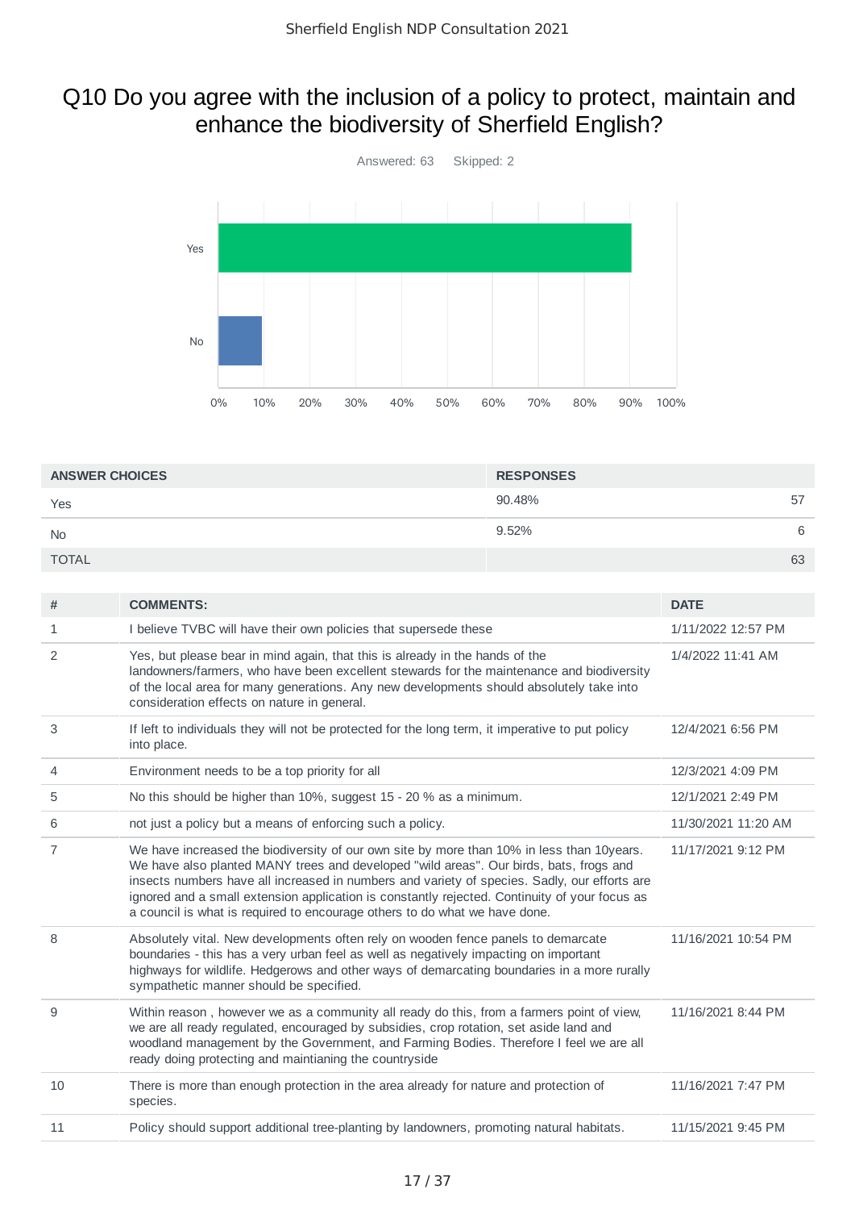# Q10 Do you agree with the inclusion of a policy to protect, maintain and enhance the biodiversity of Sherfield English?

Answered: 63 Skipped: 2

Yes

No

0% 10% 20% 30% 40% 50% 60% 70% 80% 90% 100%

| ANSWER CHOICES | RESPONSES | |
|---|---|---|
| Yes | 90.48% | 57 |
| No | 9.52% | 6 |
| TOTAL | | 63 |

| # | COMMENTS: | DATE |
|---|---|---|
| 1 | I believe TVBC will have their own policies that supersede these | 1/11/2022 12:57 PM |
| 2 | Yes, but please bear in mind again, that this is already in the hands of the landowners/farmers, who have been excellent stewards for the maintenance and biodiversity of the local area for many generations. Any new developments should absolutely take into consideration effects on nature in general. | 1/4/2022 11:41 AM |
| 3 | If left to individuals they will not be protected for the long term, it imperative to put policy into place. | 12/4/2021 6:56 PM |
| 4 | Environment needs to be a top priority for all | 12/3/2021 4:09 PM |
| 5 | No this should be higher than 10%, suggest 15 - 20 % as a minimum. | 12/1/2021 2:49 PM |
| 6 | not just a policy but a means of enforcing such a policy. | 11/30/2021 11:20 AM |
| 7 | We have increased the biodiversity of our own site by more than 10% in less than 10years. We have also planted MANY trees and developed "wild areas". Our birds, bats, frogs and insects numbers have all increased in numbers and variety of species. Sadly, our efforts are ignored and a small extension application is constantly rejected. Continuity of your focus as a council is what is required to encourage others to do what we have done. | 11/17/2021 9:12 PM |
| 8 | Absolutely vital. New developments often rely on wooden fence panels to demarcate boundaries - this has a very urban feel as well as negatively impacting on important highways for wildlife. Hedgerows and other ways of demarcating boundaries in a more rurally sympathetic manner should be specified. | 11/16/2021 10:54 PM |
| 9 | Within reason , however we as a community all ready do this, from a farmers point of view, we are all ready regulated, encouraged by subsidies, crop rotation, set aside land and woodland management by the Government, and Farming Bodies. Therefore I feel we are all ready doing protecting and maintianing the countryside | 11/16/2021 8:44 PM |
| 10 | There is more than enough protection in the area already for nature and protection of species. | 11/16/2021 7:47 PM |
| 11 | Policy should support additional tree-planting by landowners, promoting natural habitats. | 11/15/2021 9:45 PM |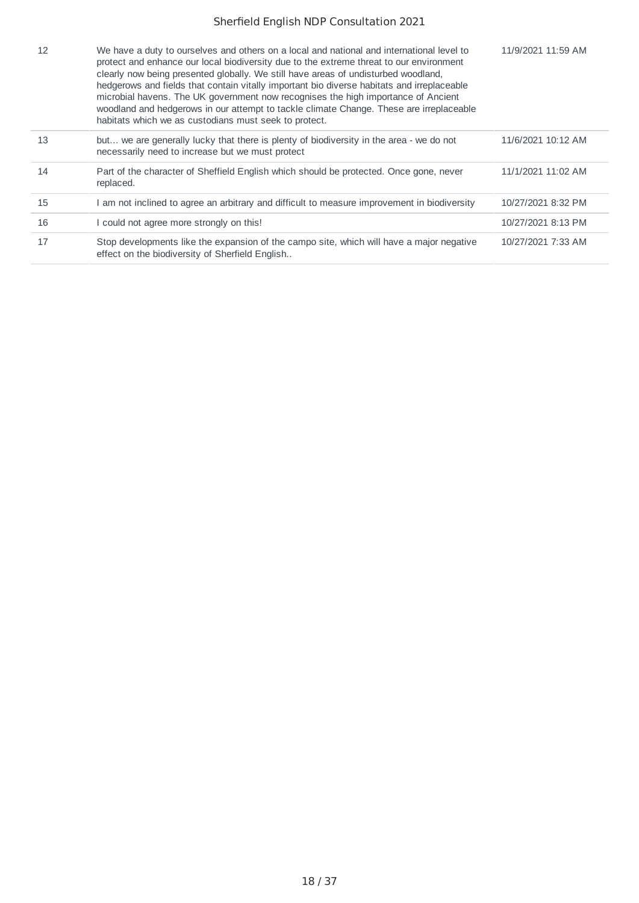| | | |
|---|---|---|
| 12 | We have a duty to ourselves and others on a local and national and international level to protect and enhance our local biodiversity due to the extreme threat to our environment clearly now being presented globally. We still have areas of undisturbed woodland, hedgerows and fields that contain vitally important bio diverse habitats and irreplaceable microbial havens. The UK government now recognises the high importance of Ancient woodland and hedgerows in our attempt to tackle climate Change. These are irreplaceable habitats which we as custodians must seek to protect. | 11/9/2021 11:59 AM |
| 13 | but... we are generally lucky that there is plenty of biodiversity in the area - we do not necessarily need to increase but we must protect | 11/6/2021 10:12 AM |
| 14 | Part of the character of Sheffield English which should be protected. Once gone, never replaced. | 11/1/2021 11:02 AM |
| 15 | I am not inclined to agree an arbitrary and difficult to measure improvement in biodiversity | 10/27/2021 8:32 PM |
| 16 | I could not agree more strongly on this! | 10/27/2021 8:13 PM |
| 17 | Stop developments like the expansion of the campo site, which will have a major negative effect on the biodiversity of Sherfield English.. | 10/27/2021 7:33 AM |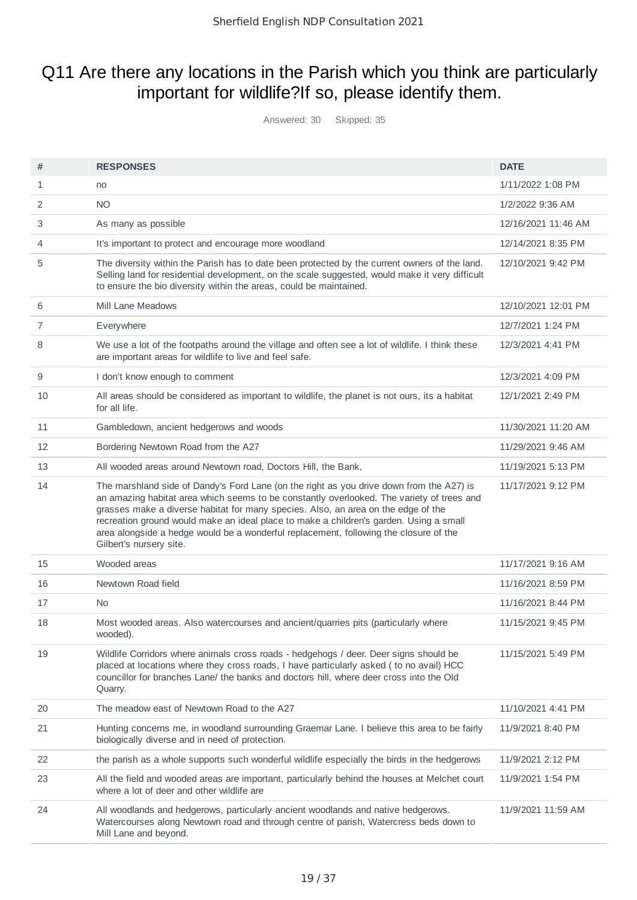# Q11 Are there any locations in the Parish which you think are particularly important for wildlife?If so, please identify them.

Answered: 30 Skipped: 35

| # | RESPONSES | DATE |
|---|---|---|
| 1 | no | 1/11/2022 1:08 PM |
| 2 | NO | 1/2/2022 9:36 AM |
| 3 | As many as possible | 12/16/2021 11:46 AM |
| 4 | It's important to protect and encourage more woodland | 12/14/2021 8:35 PM |
| 5 | The diversity within the Parish has to date been protected by the current owners of the land. Selling land for residential development, on the scale suggested, would make it very difficult to ensure the bio diversity within the areas, could be maintained. | 12/10/2021 9:42 PM |
| 6 | Mill Lane Meadows | 12/10/2021 12:01 PM |
| 7 | Everywhere | 12/7/2021 1:24 PM |
| 8 | We use a lot of the footpaths around the village and often see a lot of wildlife. I think these are important areas for wildlife to live and feel safe. | 12/3/2021 4:41 PM |
| 9 | I don't know enough to comment | 12/3/2021 4:09 PM |
| 10 | All areas should be considered as important to wildlife, the planet is not ours, its a habitat for all life. | 12/1/2021 2:49 PM |
| 11 | Gambledown, ancient hedgerows and woods | 11/30/2021 11:20 AM |
| 12 | Bordering Newtown Road from the A27 | 11/29/2021 9:46 AM |
| 13 | All wooded areas around Newtown road, Doctors Hill, the Bank, | 11/19/2021 5:13 PM |
| 14 | The marshland side of Dandy's Ford Lane (on the right as you drive down from the A27) is an amazing habitat area which seems to be constantly overlooked. The variety of trees and grasses make a diverse habitat for many species. Also, an area on the edge of the recreation ground would make an ideal place to make a children's garden. Using a small area alongside a hedge would be a wonderful replacement, following the closure of the Gilbert's nursery site. | 11/17/2021 9:12 PM |
| 15 | Wooded areas | 11/17/2021 9:16 AM |
| 16 | Newtown Road field | 11/16/2021 8:59 PM |
| 17 | No | 11/16/2021 8:44 PM |
| 18 | Most wooded areas. Also watercourses and ancient/quarries pits (particularly where wooded). | 11/15/2021 9:45 PM |
| 19 | Wildlife Corridors where animals cross roads - hedgehogs / deer. Deer signs should be placed at locations where they cross roads, I have particularly asked ( to no avail) HCC councillor for branches Lane/ the banks and doctors hill, where deer cross into the Old Quarry. | 11/15/2021 5:49 PM |
| 20 | The meadow east of Newtown Road to the A27 | 11/10/2021 4:41 PM |
| 21 | Hunting concerns me, in woodland surrounding Graemar Lane. I believe this area to be fairly biologically diverse and in need of protection. | 11/9/2021 8:40 PM |
| 22 | the parish as a whole supports such wonderful wildlife especially the birds in the hedgerows | 11/9/2021 2:12 PM |
| 23 | All the field and wooded areas are important, particularly behind the houses at Melchet court where a lot of deer and other wildlife are | 11/9/2021 1:54 PM |
| 24 | All woodlands and hedgerows, particularly ancient woodlands and native hedgerows. Watercourses along Newtown road and through centre of parish, Watercress beds down to Mill Lane and beyond. | 11/9/2021 11:59 AM |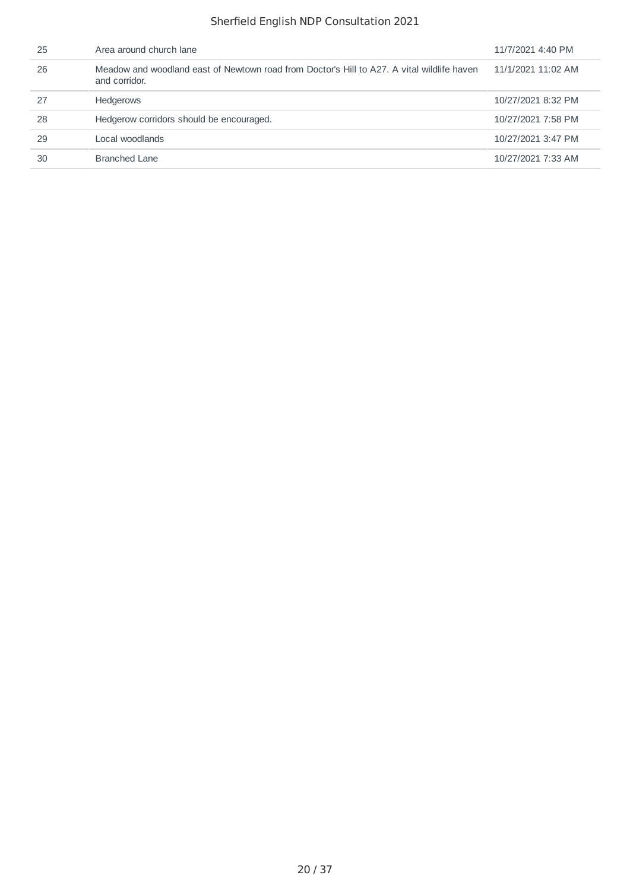| | | |
|---|---|---|
| 25 | Area around church lane | 11/7/2021 4:40 PM |
| 26 | Meadow and woodland east of Newtown road from Doctor's Hill to A27. A vital wildlife haven and corridor. | 11/1/2021 11:02 AM |
| 27 | Hedgerows | 10/27/2021 8:32 PM |
| 28 | Hedgerow corridors should be encouraged. | 10/27/2021 7:58 PM |
| 29 | Local woodlands | 10/27/2021 3:47 PM |
| 30 | Branched Lane | 10/27/2021 7:33 AM |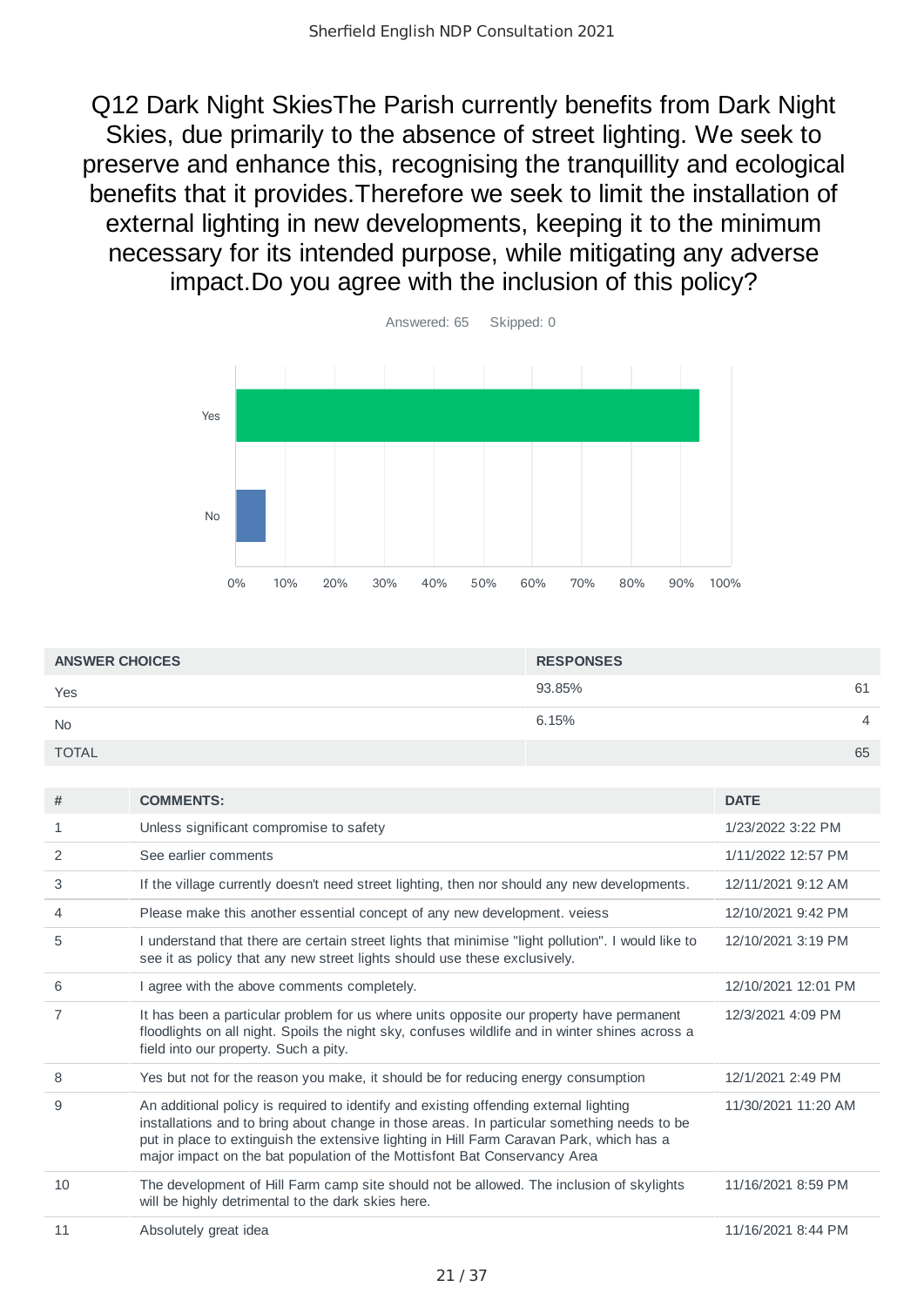# Q12 Dark Night SkiesThe Parish currently benefits from Dark Night Skies, due primarily to the absence of street lighting. We seek to preserve and enhance this, recognising the tranquillity and ecological benefits that it provides.Therefore we seek to limit the installation of external lighting in new developments, keeping it to the minimum necessary for its intended purpose, while mitigating any adverse impact.Do you agree with the inclusion of this policy?

Answered: 65 Skipped: 0

Yes
No

0% 10% 20% 30% 40% 50% 60% 70% 80% 90% 100%

| ANSWER CHOICES | RESPONSES | |
|---|---|---|
| Yes | 93.85% | 61 |
| No | 6.15% | 4 |
| TOTAL | | 65 |

| # | COMMENTS: | DATE |
|---|---|---|
| 1 | Unless significant compromise to safety | 1/23/2022 3:22 PM |
| 2 | See earlier comments | 1/11/2022 12:57 PM |
| 3 | If the village currently doesn't need street lighting, then nor should any new developments. | 12/11/2021 9:12 AM |
| 4 | Please make this another essential concept of any new development. veiess | 12/10/2021 9:42 PM |
| 5 | I understand that there are certain street lights that minimise "light pollution". I would like to see it as policy that any new street lights should use these exclusively. | 12/10/2021 3:19 PM |
| 6 | I agree with the above comments completely. | 12/10/2021 12:01 PM |
| 7 | It has been a particular problem for us where units opposite our property have permanent floodlights on all night. Spoils the night sky, confuses wildlife and in winter shines across a field into our property. Such a pity. | 12/3/2021 4:09 PM |
| 8 | Yes but not for the reason you make, it should be for reducing energy consumption | 12/1/2021 2:49 PM |
| 9 | An additional policy is required to identify and existing offending external lighting installations and to bring about change in those areas. In particular something needs to be put in place to extinguish the extensive lighting in Hill Farm Caravan Park, which has a major impact on the bat population of the Mottisfont Bat Conservancy Area | 11/30/2021 11:20 AM |
| 10 | The development of Hill Farm camp site should not be allowed. The inclusion of skylights will be highly detrimental to the dark skies here. | 11/16/2021 8:59 PM |
| 11 | Absolutely great idea | 11/16/2021 8:44 PM |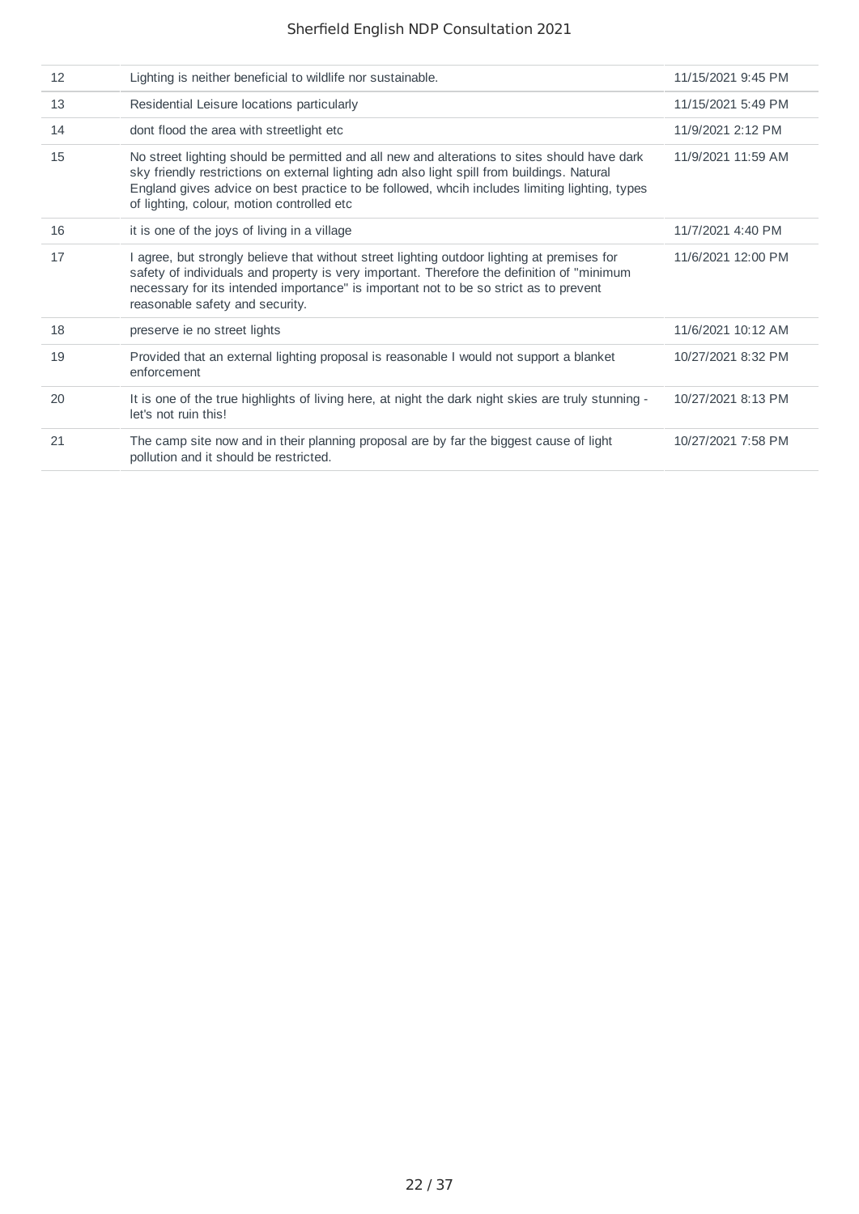| | | |
|---|---|---|
| 12 | Lighting is neither beneficial to wildlife nor sustainable. | 11/15/2021 9:45 PM |
| 13 | Residential Leisure locations particularly | 11/15/2021 5:49 PM |
| 14 | dont flood the area with streetlight etc | 11/9/2021 2:12 PM |
| 15 | No street lighting should be permitted and all new and alterations to sites should have dark sky friendly restrictions on external lighting adn also light spill from buildings. Natural England gives advice on best practice to be followed, whcih includes limiting lighting, types of lighting, colour, motion controlled etc | 11/9/2021 11:59 AM |
| 16 | it is one of the joys of living in a village | 11/7/2021 4:40 PM |
| 17 | I agree, but strongly believe that without street lighting outdoor lighting at premises for safety of individuals and property is very important. Therefore the definition of "minimum necessary for its intended importance" is important not to be so strict as to prevent reasonable safety and security. | 11/6/2021 12:00 PM |
| 18 | preserve ie no street lights | 11/6/2021 10:12 AM |
| 19 | Provided that an external lighting proposal is reasonable I would not support a blanket enforcement | 10/27/2021 8:32 PM |
| 20 | It is one of the true highlights of living here, at night the dark night skies are truly stunning - let's not ruin this! | 10/27/2021 8:13 PM |
| 21 | The camp site now and in their planning proposal are by far the biggest cause of light pollution and it should be restricted. | 10/27/2021 7:58 PM |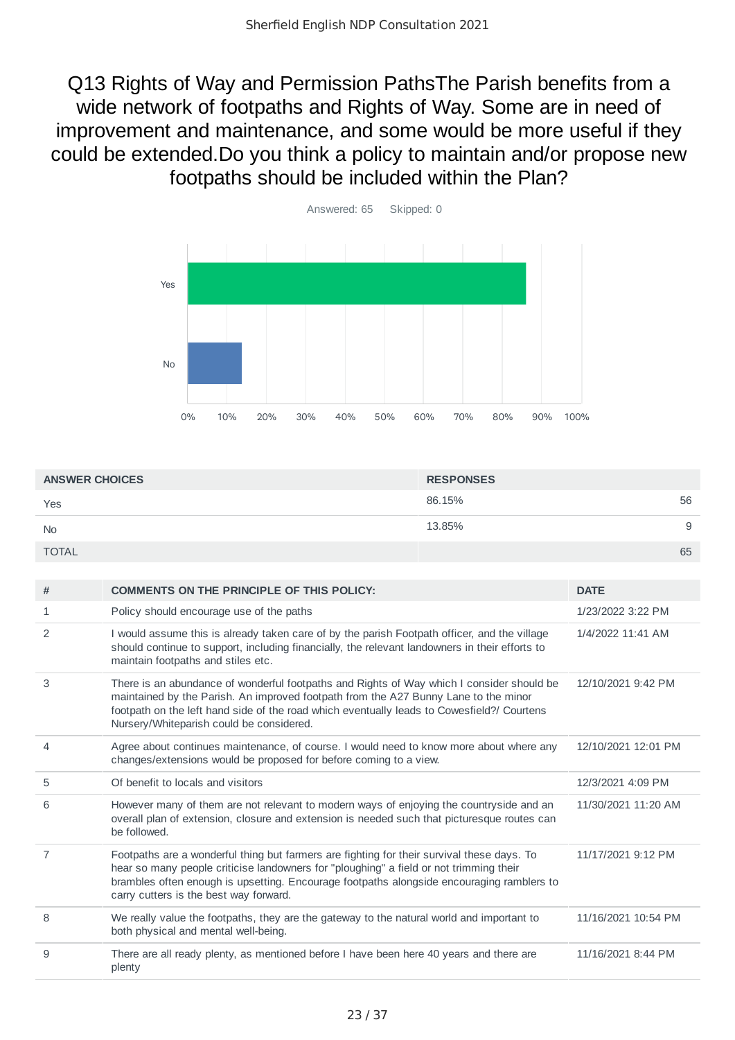# Q13 Rights of Way and Permission PathsThe Parish benefits from a wide network of footpaths and Rights of Way. Some are in need of improvement and maintenance, and some would be more useful if they could be extended.Do you think a policy to maintain and/or propose new footpaths should be included within the Plan?

Answered: 65 Skipped: 0

Yes

No

0% 10% 20% 30% 40% 50% 60% 70% 80% 90% 100%

| ANSWER CHOICES | RESPONSES | |
|---|---|---|
| Yes | 86.15% | 56 |
| No | 13.85% | 9 |
| TOTAL | | 65 |

| # | COMMENTS ON THE PRINCIPLE OF THIS POLICY: | DATE |
|---|---|---|
| 1 | Policy should encourage use of the paths | 1/23/2022 3:22 PM |
| 2 | I would assume this is already taken care of by the parish Footpath officer, and the village should continue to support, including financially, the relevant landowners in their efforts to maintain footpaths and stiles etc. | 1/4/2022 11:41 AM |
| 3 | There is an abundance of wonderful footpaths and Rights of Way which I consider should be maintained by the Parish. An improved footpath from the A27 Bunny Lane to the minor footpath on the left hand side of the road which eventually leads to Cowesfield?/ Courtens Nursery/Whiteparish could be considered. | 12/10/2021 9:42 PM |
| 4 | Agree about continues maintenance, of course. I would need to know more about where any changes/extensions would be proposed for before coming to a view. | 12/10/2021 12:01 PM |
| 5 | Of benefit to locals and visitors | 12/3/2021 4:09 PM |
| 6 | However many of them are not relevant to modern ways of enjoying the countryside and an overall plan of extension, closure and extension is needed such that picturesque routes can be followed. | 11/30/2021 11:20 AM |
| 7 | Footpaths are a wonderful thing but farmers are fighting for their survival these days. To hear so many people criticise landowners for "ploughing" a field or not trimming their brambles often enough is upsetting. Encourage footpaths alongside encouraging ramblers to carry cutters is the best way forward. | 11/17/2021 9:12 PM |
| 8 | We really value the footpaths, they are the gateway to the natural world and important to both physical and mental well-being. | 11/16/2021 10:54 PM |
| 9 | There are all ready plenty, as mentioned before I have been here 40 years and there are plenty | 11/16/2021 8:44 PM |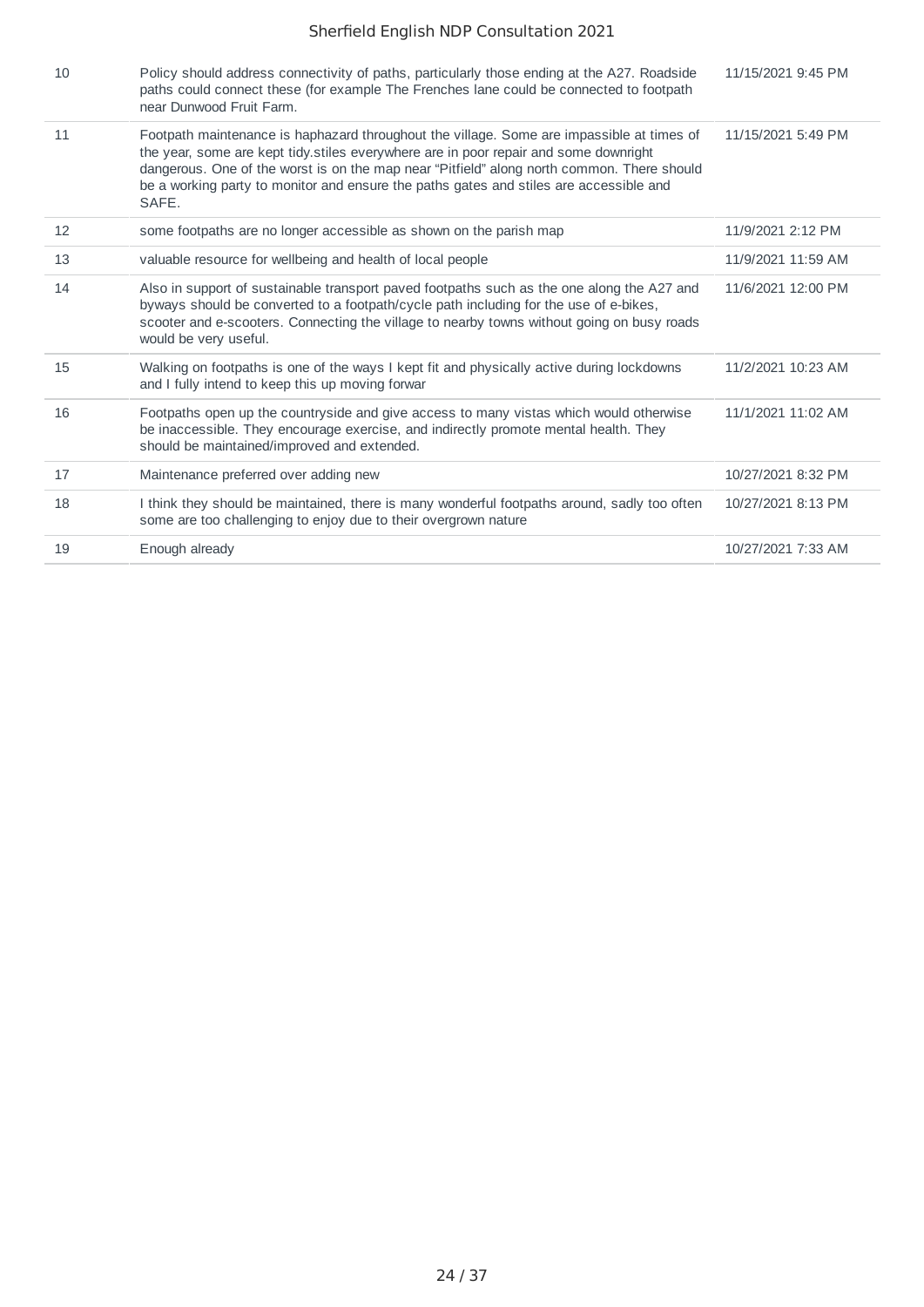| | | |
|---|---|---|
| 10 | Policy should address connectivity of paths, particularly those ending at the A27. Roadside paths could connect these (for example The Frenches lane could be connected to footpath near Dunwood Fruit Farm. | 11/15/2021 9:45 PM |
| 11 | Footpath maintenance is haphazard throughout the village. Some are impassible at times of the year, some are kept tidy.stiles everywhere are in poor repair and some downright dangerous. One of the worst is on the map near “Pitfield” along north common. There should be a working party to monitor and ensure the paths gates and stiles are accessible and SAFE. | 11/15/2021 5:49 PM |
| 12 | some footpaths are no longer accessible as shown on the parish map | 11/9/2021 2:12 PM |
| 13 | valuable resource for wellbeing and health of local people | 11/9/2021 11:59 AM |
| 14 | Also in support of sustainable transport paved footpaths such as the one along the A27 and byways should be converted to a footpath/cycle path including for the use of e-bikes, scooter and e-scooters. Connecting the village to nearby towns without going on busy roads would be very useful. | 11/6/2021 12:00 PM |
| 15 | Walking on footpaths is one of the ways I kept fit and physically active during lockdowns and I fully intend to keep this up moving forwar | 11/2/2021 10:23 AM |
| 16 | Footpaths open up the countryside and give access to many vistas which would otherwise be inaccessible. They encourage exercise, and indirectly promote mental health. They should be maintained/improved and extended. | 11/1/2021 11:02 AM |
| 17 | Maintenance preferred over adding new | 10/27/2021 8:32 PM |
| 18 | I think they should be maintained, there is many wonderful footpaths around, sadly too often some are too challenging to enjoy due to their overgrown nature | 10/27/2021 8:13 PM |
| 19 | Enough already | 10/27/2021 7:33 AM |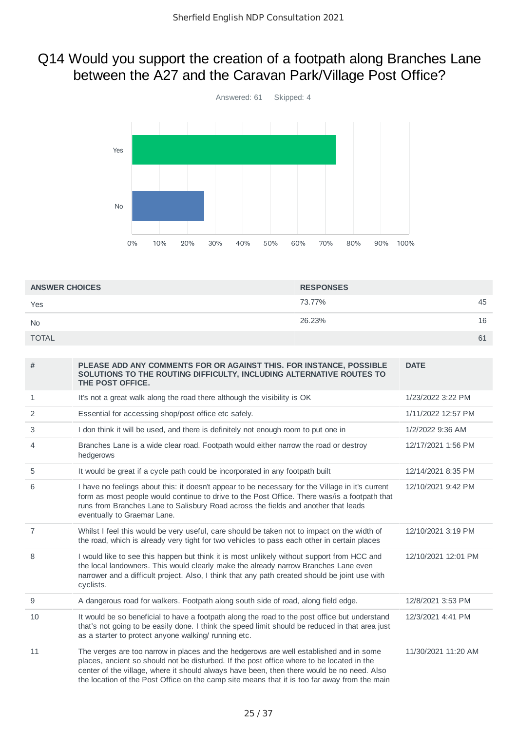# Q14 Would you support the creation of a footpath along Branches Lane between the A27 and the Caravan Park/Village Post Office?

Answered: 61 Skipped: 4

Yes

No

0% 10% 20% 30% 40% 50% 60% 70% 80% 90% 100%

| ANSWER CHOICES | RESPONSES | |
|---|---|---|
| Yes | 73.77% | 45 |
| No | 26.23% | 16 |
| TOTAL | | 61 |

| # | PLEASE ADD ANY COMMENTS FOR OR AGAINST THIS. FOR INSTANCE, POSSIBLE SOLUTIONS TO THE ROUTING DIFFICULTY, INCLUDING ALTERNATIVE ROUTES TO THE POST OFFICE. | DATE |
|---|---|---|
| 1 | It's not a great walk along the road there although the visibility is OK | 1/23/2022 3:22 PM |
| 2 | Essential for accessing shop/post office etc safely. | 1/11/2022 12:57 PM |
| 3 | I don think it will be used, and there is definitely not enough room to put one in | 1/2/2022 9:36 AM |
| 4 | Branches Lane is a wide clear road. Footpath would either narrow the road or destroy hedgerows | 12/17/2021 1:56 PM |
| 5 | It would be great if a cycle path could be incorporated in any footpath built | 12/14/2021 8:35 PM |
| 6 | I have no feelings about this: it doesn't appear to be necessary for the Village in it's current form as most people would continue to drive to the Post Office. There was/is a footpath that runs from Branches Lane to Salisbury Road across the fields and another that leads eventually to Graemar Lane. | 12/10/2021 9:42 PM |
| 7 | Whilst I feel this would be very useful, care should be taken not to impact on the width of the road, which is already very tight for two vehicles to pass each other in certain places | 12/10/2021 3:19 PM |
| 8 | I would like to see this happen but think it is most unlikely without support from HCC and the local landowners. This would clearly make the already narrow Branches Lane even narrower and a difficult project. Also, I think that any path created should be joint use with cyclists. | 12/10/2021 12:01 PM |
| 9 | A dangerous road for walkers. Footpath along south side of road, along field edge. | 12/8/2021 3:53 PM |
| 10 | It would be so beneficial to have a footpath along the road to the post office but understand that's not going to be easily done. I think the speed limit should be reduced in that area just as a starter to protect anyone walking/ running etc. | 12/3/2021 4:41 PM |
| 11 | The verges are too narrow in places and the hedgerows are well established and in some places, ancient so should not be disturbed. If the post office where to be located in the center of the village, where it should always have been, then there would be no need. Also the location of the Post Office on the camp site means that it is too far away from the main | 11/30/2021 11:20 AM |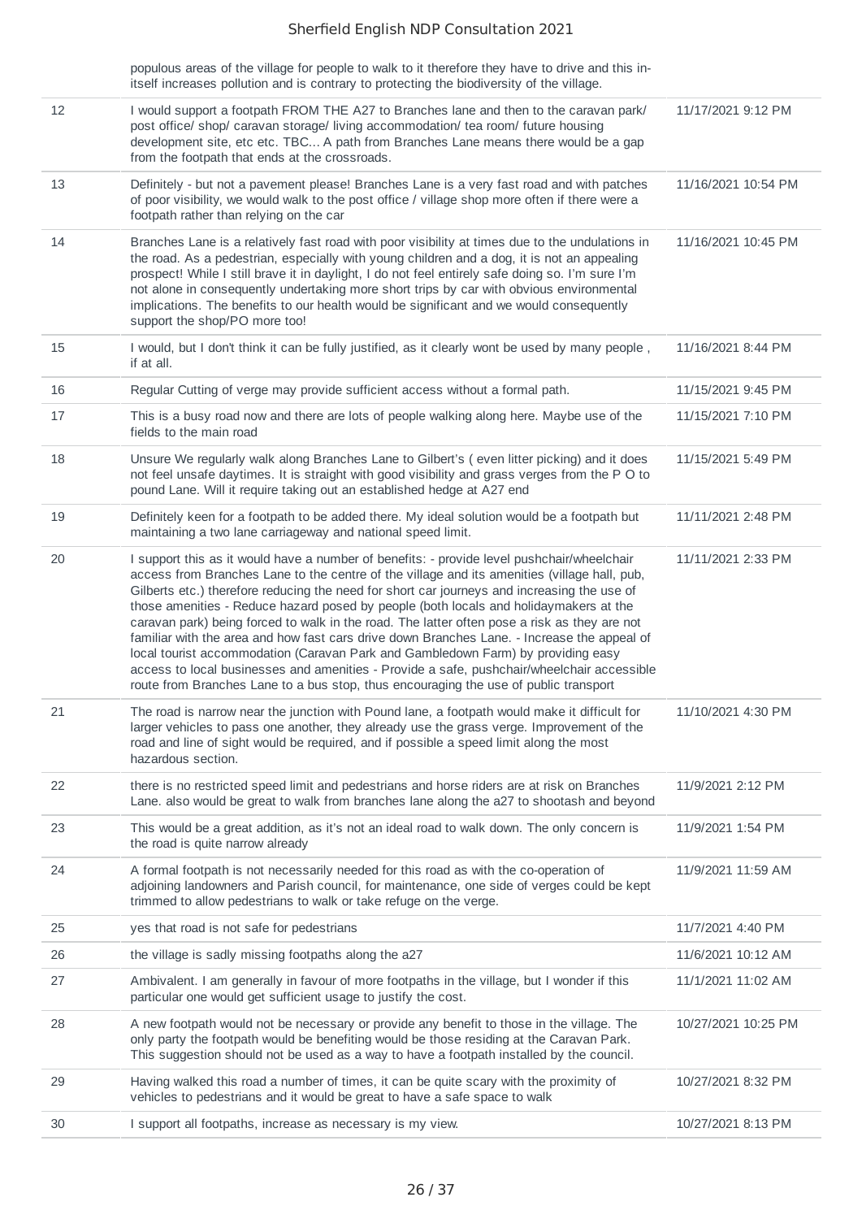| | | |
|---|---|---|
| | populous areas of the village for people to walk to it therefore they have to drive and this in-itself increases pollution and is contrary to protecting the biodiversity of the village. | |
| 12 | I would support a footpath FROM THE A27 to Branches lane and then to the caravan park/ post office/ shop/ caravan storage/ living accommodation/ tea room/ future housing development site, etc etc. TBC... A path from Branches Lane means there would be a gap from the footpath that ends at the crossroads. | 11/17/2021 9:12 PM |
| 13 | Definitely - but not a pavement please! Branches Lane is a very fast road and with patches of poor visibility, we would walk to the post office / village shop more often if there were a footpath rather than relying on the car | 11/16/2021 10:54 PM |
| 14 | Branches Lane is a relatively fast road with poor visibility at times due to the undulations in the road. As a pedestrian, especially with young children and a dog, it is not an appealing prospect! While I still brave it in daylight, I do not feel entirely safe doing so. I'm sure I'm not alone in consequently undertaking more short trips by car with obvious environmental implications. The benefits to our health would be significant and we would consequently support the shop/PO more too! | 11/16/2021 10:45 PM |
| 15 | I would, but I don't think it can be fully justified, as it clearly wont be used by many people , if at all. | 11/16/2021 8:44 PM |
| 16 | Regular Cutting of verge may provide sufficient access without a formal path. | 11/15/2021 9:45 PM |
| 17 | This is a busy road now and there are lots of people walking along here. Maybe use of the fields to the main road | 11/15/2021 7:10 PM |
| 18 | Unsure We regularly walk along Branches Lane to Gilbert's ( even litter picking) and it does not feel unsafe daytimes. It is straight with good visibility and grass verges from the P O to pound Lane. Will it require taking out an established hedge at A27 end | 11/15/2021 5:49 PM |
| 19 | Definitely keen for a footpath to be added there. My ideal solution would be a footpath but maintaining a two lane carriageway and national speed limit. | 11/11/2021 2:48 PM |
| 20 | I support this as it would have a number of benefits: - provide level pushchair/wheelchair access from Branches Lane to the centre of the village and its amenities (village hall, pub, Gilberts etc.) therefore reducing the need for short car journeys and increasing the use of those amenities - Reduce hazard posed by people (both locals and holidaymakers at the caravan park) being forced to walk in the road. The latter often pose a risk as they are not familiar with the area and how fast cars drive down Branches Lane. - Increase the appeal of local tourist accommodation (Caravan Park and Gambledown Farm) by providing easy access to local businesses and amenities - Provide a safe, pushchair/wheelchair accessible route from Branches Lane to a bus stop, thus encouraging the use of public transport | 11/11/2021 2:33 PM |
| 21 | The road is narrow near the junction with Pound lane, a footpath would make it difficult for larger vehicles to pass one another, they already use the grass verge. Improvement of the road and line of sight would be required, and if possible a speed limit along the most hazardous section. | 11/10/2021 4:30 PM |
| 22 | there is no restricted speed limit and pedestrians and horse riders are at risk on Branches Lane. also would be great to walk from branches lane along the a27 to shootash and beyond | 11/9/2021 2:12 PM |
| 23 | This would be a great addition, as it's not an ideal road to walk down. The only concern is the road is quite narrow already | 11/9/2021 1:54 PM |
| 24 | A formal footpath is not necessarily needed for this road as with the co-operation of adjoining landowners and Parish council, for maintenance, one side of verges could be kept trimmed to allow pedestrians to walk or take refuge on the verge. | 11/9/2021 11:59 AM |
| 25 | yes that road is not safe for pedestrians | 11/7/2021 4:40 PM |
| 26 | the village is sadly missing footpaths along the a27 | 11/6/2021 10:12 AM |
| 27 | Ambivalent. I am generally in favour of more footpaths in the village, but I wonder if this particular one would get sufficient usage to justify the cost. | 11/1/2021 11:02 AM |
| 28 | A new footpath would not be necessary or provide any benefit to those in the village. The only party the footpath would be benefiting would be those residing at the Caravan Park. This suggestion should not be used as a way to have a footpath installed by the council. | 10/27/2021 10:25 PM |
| 29 | Having walked this road a number of times, it can be quite scary with the proximity of vehicles to pedestrians and it would be great to have a safe space to walk | 10/27/2021 8:32 PM |
| 30 | I support all footpaths, increase as necessary is my view. | 10/27/2021 8:13 PM |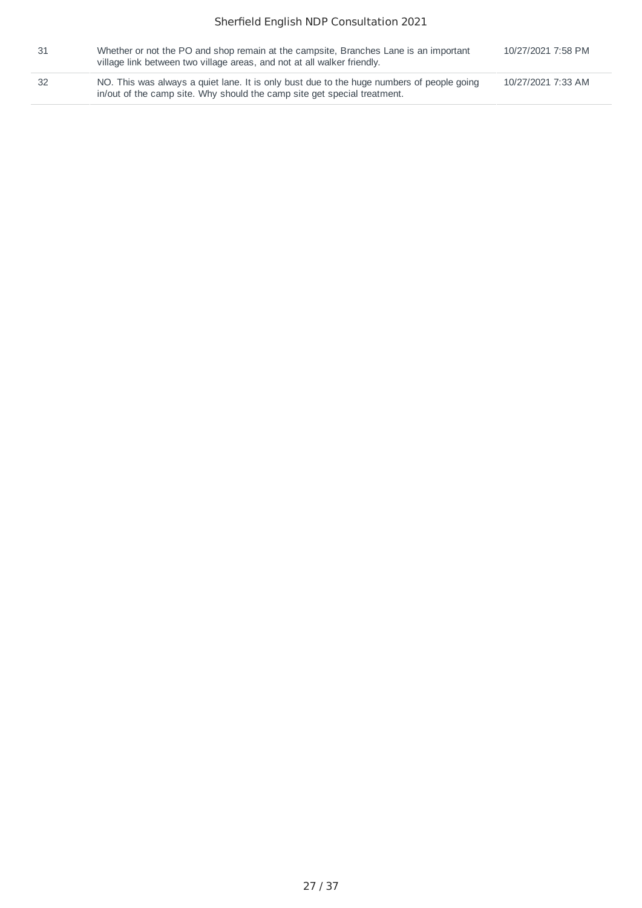| | | |
|---|---|---|
| 31 | Whether or not the PO and shop remain at the campsite, Branches Lane is an important village link between two village areas, and not at all walker friendly. | 10/27/2021 7:58 PM |
| 32 | NO. This was always a quiet lane. It is only bust due to the huge numbers of people going in/out of the camp site. Why should the camp site get special treatment. | 10/27/2021 7:33 AM |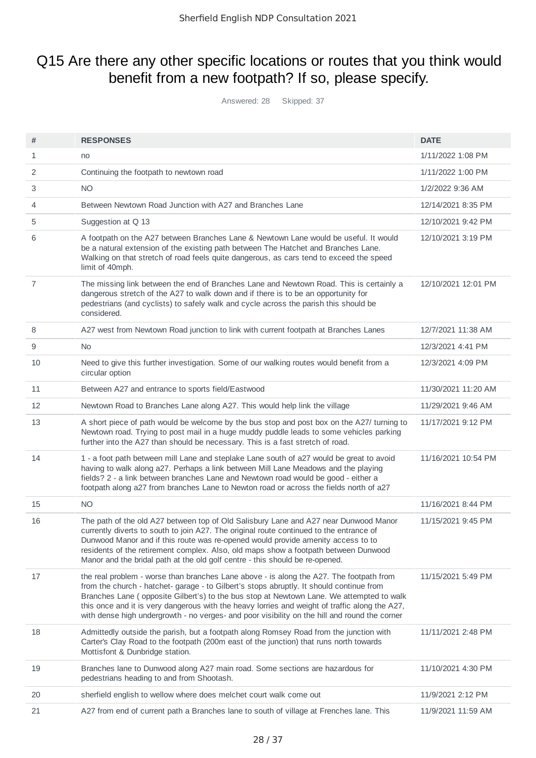# Q15 Are there any other specific locations or routes that you think would benefit from a new footpath? If so, please specify.

Answered: 28 Skipped: 37

| # | RESPONSES | DATE |
|---|---|---|
| 1 | no | 1/11/2022 1:08 PM |
| 2 | Continuing the footpath to newtown road | 1/11/2022 1:00 PM |
| 3 | NO | 1/2/2022 9:36 AM |
| 4 | Between Newtown Road Junction with A27 and Branches Lane | 12/14/2021 8:35 PM |
| 5 | Suggestion at Q 13 | 12/10/2021 9:42 PM |
| 6 | A footpath on the A27 between Branches Lane & Newtown Lane would be useful. It would be a natural extension of the existing path between The Hatchet and Branches Lane. Walking on that stretch of road feels quite dangerous, as cars tend to exceed the speed limit of 40mph. | 12/10/2021 3:19 PM |
| 7 | The missing link between the end of Branches Lane and Newtown Road. This is certainly a dangerous stretch of the A27 to walk down and if there is to be an opportunity for pedestrians (and cyclists) to safely walk and cycle across the parish this should be considered. | 12/10/2021 12:01 PM |
| 8 | A27 west from Newtown Road junction to link with current footpath at Branches Lanes | 12/7/2021 11:38 AM |
| 9 | No | 12/3/2021 4:41 PM |
| 10 | Need to give this further investigation. Some of our walking routes would benefit from a circular option | 12/3/2021 4:09 PM |
| 11 | Between A27 and entrance to sports field/Eastwood | 11/30/2021 11:20 AM |
| 12 | Newtown Road to Branches Lane along A27. This would help link the village | 11/29/2021 9:46 AM |
| 13 | A short piece of path would be welcome by the bus stop and post box on the A27/ turning to Newtown road. Trying to post mail in a huge muddy puddle leads to some vehicles parking further into the A27 than should be necessary. This is a fast stretch of road. | 11/17/2021 9:12 PM |
| 14 | 1 - a foot path between mill Lane and steplake Lane south of a27 would be great to avoid having to walk along a27. Perhaps a link between Mill Lane Meadows and the playing fields? 2 - a link between branches Lane and Newtown road would be good - either a footpath along a27 from branches Lane to Newton road or across the fields north of a27 | 11/16/2021 10:54 PM |
| 15 | NO | 11/16/2021 8:44 PM |
| 16 | The path of the old A27 between top of Old Salisbury Lane and A27 near Dunwood Manor currently diverts to south to join A27. The original route continued to the entrance of Dunwood Manor and if this route was re-opened would provide amenity access to to residents of the retirement complex. Also, old maps show a footpath between Dunwood Manor and the bridal path at the old golf centre - this should be re-opened. | 11/15/2021 9:45 PM |
| 17 | the real problem - worse than branches Lane above - is along the A27. The footpath from from the church - hatchet- garage - to Gilbert's stops abruptly. It should continue from Branches Lane ( opposite Gilbert's) to the bus stop at Newtown Lane. We attempted to walk this once and it is very dangerous with the heavy lorries and weight of traffic along the A27, with dense high undergrowth - no verges- and poor visibility on the hill and round the corner | 11/15/2021 5:49 PM |
| 18 | Admittedly outside the parish, but a footpath along Romsey Road from the junction with Carter's Clay Road to the footpath (200m east of the junction) that runs north towards Mottisfont & Dunbridge station. | 11/11/2021 2:48 PM |
| 19 | Branches lane to Dunwood along A27 main road. Some sections are hazardous for pedestrians heading to and from Shootash. | 11/10/2021 4:30 PM |
| 20 | sherfield english to wellow where does melchet court walk come out | 11/9/2021 2:12 PM |
| 21 | A27 from end of current path a Branches lane to south of village at Frenches lane. This | 11/9/2021 11:59 AM |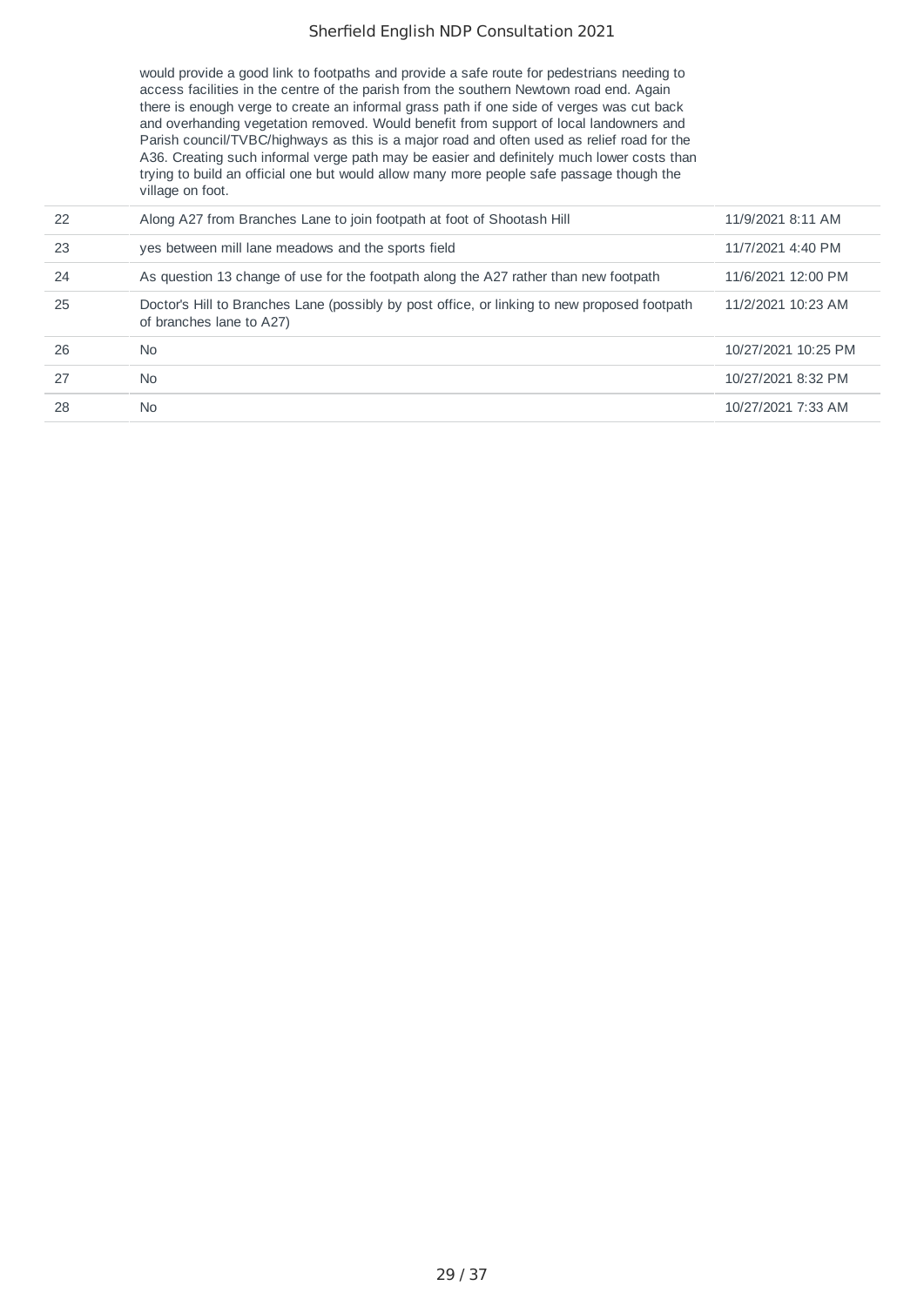would provide a good link to footpaths and provide a safe route for pedestrians needing to access facilities in the centre of the parish from the southern Newtown road end. Again there is enough verge to create an informal grass path if one side of verges was cut back and overhanding vegetation removed. Would benefit from support of local landowners and Parish council/TVBC/highways as this is a major road and often used as relief road for the A36. Creating such informal verge path may be easier and definitely much lower costs than trying to build an official one but would allow many more people safe passage though the village on foot.

| | | |
|---|---|---|
| 22 | Along A27 from Branches Lane to join footpath at foot of Shootash Hill | 11/9/2021 8:11 AM |
| 23 | yes between mill lane meadows and the sports field | 11/7/2021 4:40 PM |
| 24 | As question 13 change of use for the footpath along the A27 rather than new footpath | 11/6/2021 12:00 PM |
| 25 | Doctor's Hill to Branches Lane (possibly by post office, or linking to new proposed footpath of branches lane to A27) | 11/2/2021 10:23 AM |
| 26 | No | 10/27/2021 10:25 PM |
| 27 | No | 10/27/2021 8:32 PM |
| 28 | No | 10/27/2021 7:33 AM |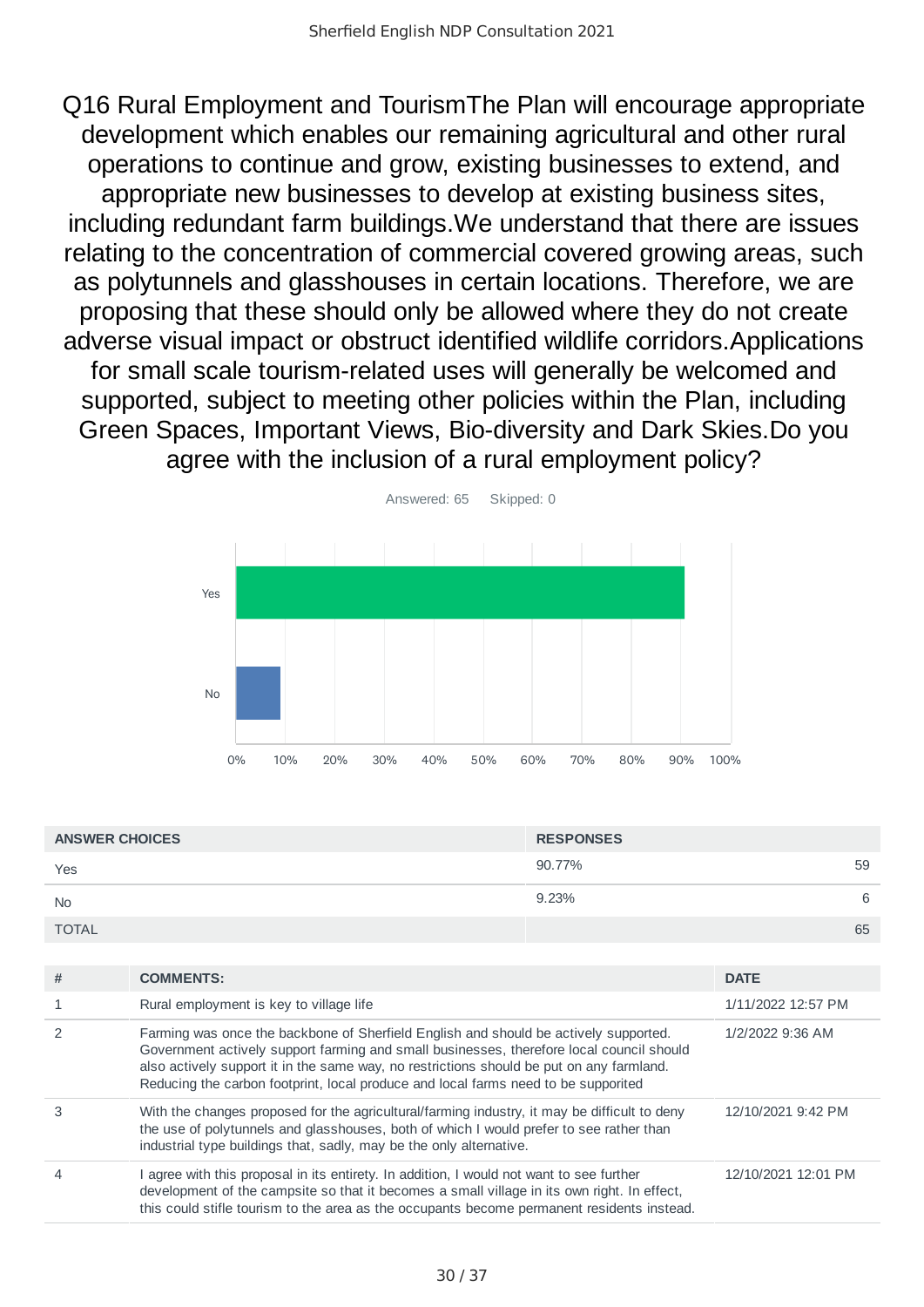## Q16 Rural Employment and TourismThe Plan will encourage appropriate development which enables our remaining agricultural and other rural operations to continue and grow, existing businesses to extend, and appropriate new businesses to develop at existing business sites, including redundant farm buildings.We understand that there are issues relating to the concentration of commercial covered growing areas, such as polytunnels and glasshouses in certain locations. Therefore, we are proposing that these should only be allowed where they do not create adverse visual impact or obstruct identified wildlife corridors.Applications for small scale tourism-related uses will generally be welcomed and supported, subject to meeting other policies within the Plan, including Green Spaces, Important Views, Bio-diversity and Dark Skies.Do you agree with the inclusion of a rural employment policy?

Answered: 65 Skipped: 0

Yes

No

0% 10% 20% 30% 40% 50% 60% 70% 80% 90% 100%

| ANSWER CHOICES | RESPONSES | |
|---|---|---|
| Yes | 90.77% | 59 |
| No | 9.23% | 6 |
| TOTAL | | 65 |

| # | COMMENTS: | DATE |
|---|---|---|
| 1 | Rural employment is key to village life | 1/11/2022 12:57 PM |
| 2 | Farming was once the backbone of Sherfield English and should be actively supported. Government actively support farming and small businesses, therefore local council should also actively support it in the same way, no restrictions should be put on any farmland. Reducing the carbon footprint, local produce and local farms need to be supported | 1/2/2022 9:36 AM |
| 3 | With the changes proposed for the agricultural/farming industry, it may be difficult to deny the use of polytunnels and glasshouses, both of which I would prefer to see rather than industrial type buildings that, sadly, may be the only alternative. | 12/10/2021 9:42 PM |
| 4 | I agree with this proposal in its entirety. In addition, I would not want to see further development of the campsite so that it becomes a small village in its own right. In effect, this could stifle tourism to the area as the occupants become permanent residents instead. | 12/10/2021 12:01 PM |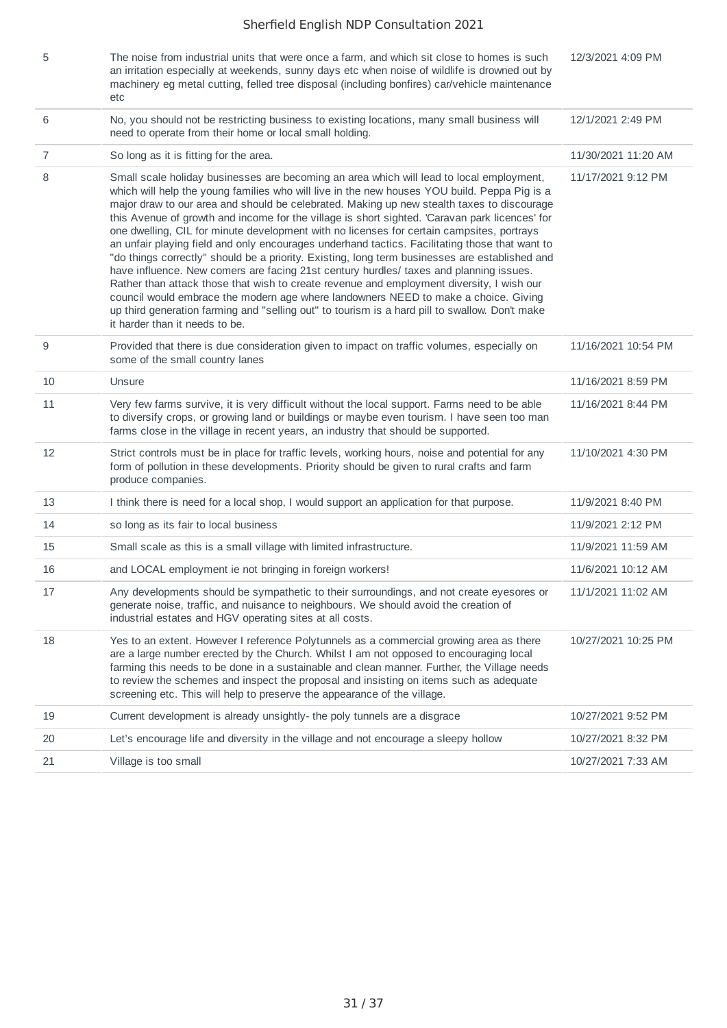| | | |
|---|---|---|
| 5 | The noise from industrial units that were once a farm, and which sit close to homes is such an irritation especially at weekends, sunny days etc when noise of wildlife is drowned out by machinery eg metal cutting, felled tree disposal (including bonfires) car/vehicle maintenance etc | 12/3/2021 4:09 PM |
| 6 | No, you should not be restricting business to existing locations, many small business will need to operate from their home or local small holding. | 12/1/2021 2:49 PM |
| 7 | So long as it is fitting for the area. | 11/30/2021 11:20 AM |
| 8 | Small scale holiday businesses are becoming an area which will lead to local employment, which will help the young families who will live in the new houses YOU build. Peppa Pig is a major draw to our area and should be celebrated. Making up new stealth taxes to discourage this Avenue of growth and income for the village is short sighted. 'Caravan park licences' for one dwelling, CIL for minute development with no licenses for certain campsites, portrays an unfair playing field and only encourages underhand tactics. Facilitating those that want to "do things correctly" should be a priority. Existing, long term businesses are established and have influence. New comers are facing 21st century hurdles/ taxes and planning issues. Rather than attack those that wish to create revenue and employment diversity, I wish our council would embrace the modern age where landowners NEED to make a choice. Giving up third generation farming and "selling out" to tourism is a hard pill to swallow. Don't make it harder than it needs to be. | 11/17/2021 9:12 PM |
| 9 | Provided that there is due consideration given to impact on traffic volumes, especially on some of the small country lanes | 11/16/2021 10:54 PM |
| 10 | Unsure | 11/16/2021 8:59 PM |
| 11 | Very few farms survive, it is very difficult without the local support. Farms need to be able to diversify crops, or growing land or buildings or maybe even tourism. I have seen too man farms close in the village in recent years, an industry that should be supported. | 11/16/2021 8:44 PM |
| 12 | Strict controls must be in place for traffic levels, working hours, noise and potential for any form of pollution in these developments. Priority should be given to rural crafts and farm produce companies. | 11/10/2021 4:30 PM |
| 13 | I think there is need for a local shop, I would support an application for that purpose. | 11/9/2021 8:40 PM |
| 14 | so long as its fair to local business | 11/9/2021 2:12 PM |
| 15 | Small scale as this is a small village with limited infrastructure. | 11/9/2021 11:59 AM |
| 16 | and LOCAL employment ie not bringing in foreign workers! | 11/6/2021 10:12 AM |
| 17 | Any developments should be sympathetic to their surroundings, and not create eyesores or generate noise, traffic, and nuisance to neighbours. We should avoid the creation of industrial estates and HGV operating sites at all costs. | 11/1/2021 11:02 AM |
| 18 | Yes to an extent. However I reference Polytunnels as a commercial growing area as there are a large number erected by the Church. Whilst I am not opposed to encouraging local farming this needs to be done in a sustainable and clean manner. Further, the Village needs to review the schemes and inspect the proposal and insisting on items such as adequate screening etc. This will help to preserve the appearance of the village. | 10/27/2021 10:25 PM |
| 19 | Current development is already unsightly- the poly tunnels are a disgrace | 10/27/2021 9:52 PM |
| 20 | Let's encourage life and diversity in the village and not encourage a sleepy hollow | 10/27/2021 8:32 PM |
| 21 | Village is too small | 10/27/2021 7:33 AM |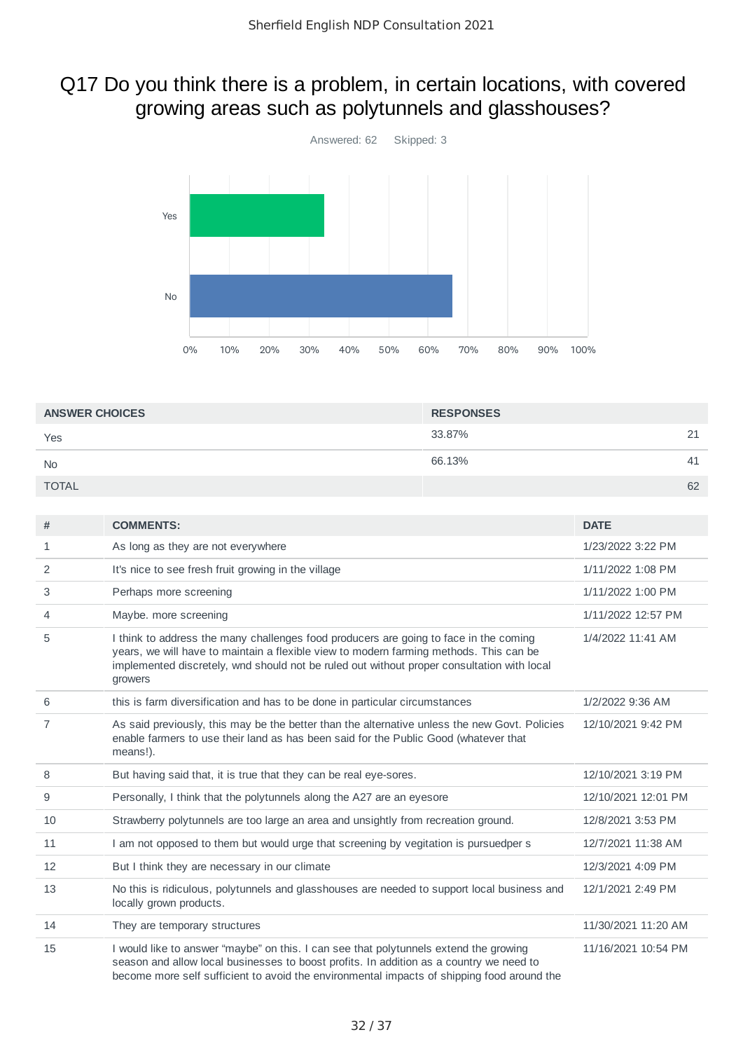# Q17 Do you think there is a problem, in certain locations, with covered growing areas such as polytunnels and glasshouses?

Answered: 62 Skipped: 3

Yes

No

0% 10% 20% 30% 40% 50% 60% 70% 80% 90% 100%

| ANSWER CHOICES | RESPONSES | |
|---|---|---|
| Yes | 33.87% | 21 |
| No | 66.13% | 41 |
| TOTAL | | 62 |

| # | COMMENTS: | DATE |
|---|---|---|
| 1 | As long as they are not everywhere | 1/23/2022 3:22 PM |
| 2 | It's nice to see fresh fruit growing in the village | 1/11/2022 1:08 PM |
| 3 | Perhaps more screening | 1/11/2022 1:00 PM |
| 4 | Maybe. more screening | 1/11/2022 12:57 PM |
| 5 | I think to address the many challenges food producers are going to face in the coming years, we will have to maintain a flexible view to modern farming methods. This can be implemented discretely, wnd should not be ruled out without proper consultation with local growers | 1/4/2022 11:41 AM |
| 6 | this is farm diversification and has to be done in particular circumstances | 1/2/2022 9:36 AM |
| 7 | As said previously, this may be the better than the alternative unless the new Govt. Policies enable farmers to use their land as has been said for the Public Good (whatever that means!). | 12/10/2021 9:42 PM |
| 8 | But having said that, it is true that they can be real eye-sores. | 12/10/2021 3:19 PM |
| 9 | Personally, I think that the polytunnels along the A27 are an eyesore | 12/10/2021 12:01 PM |
| 10 | Strawberry polytunnels are too large an area and unsightly from recreation ground. | 12/8/2021 3:53 PM |
| 11 | I am not opposed to them but would urge that screening by vegitation is pursuedper s | 12/7/2021 11:38 AM |
| 12 | But I think they are necessary in our climate | 12/3/2021 4:09 PM |
| 13 | No this is ridiculous, polytunnels and glasshouses are needed to support local business and locally grown products. | 12/1/2021 2:49 PM |
| 14 | They are temporary structures | 11/30/2021 11:20 AM |
| 15 | I would like to answer "maybe" on this. I can see that polytunnels extend the growing season and allow local businesses to boost profits. In addition as a country we need to become more self sufficient to avoid the environmental impacts of shipping food around the | 11/16/2021 10:54 PM |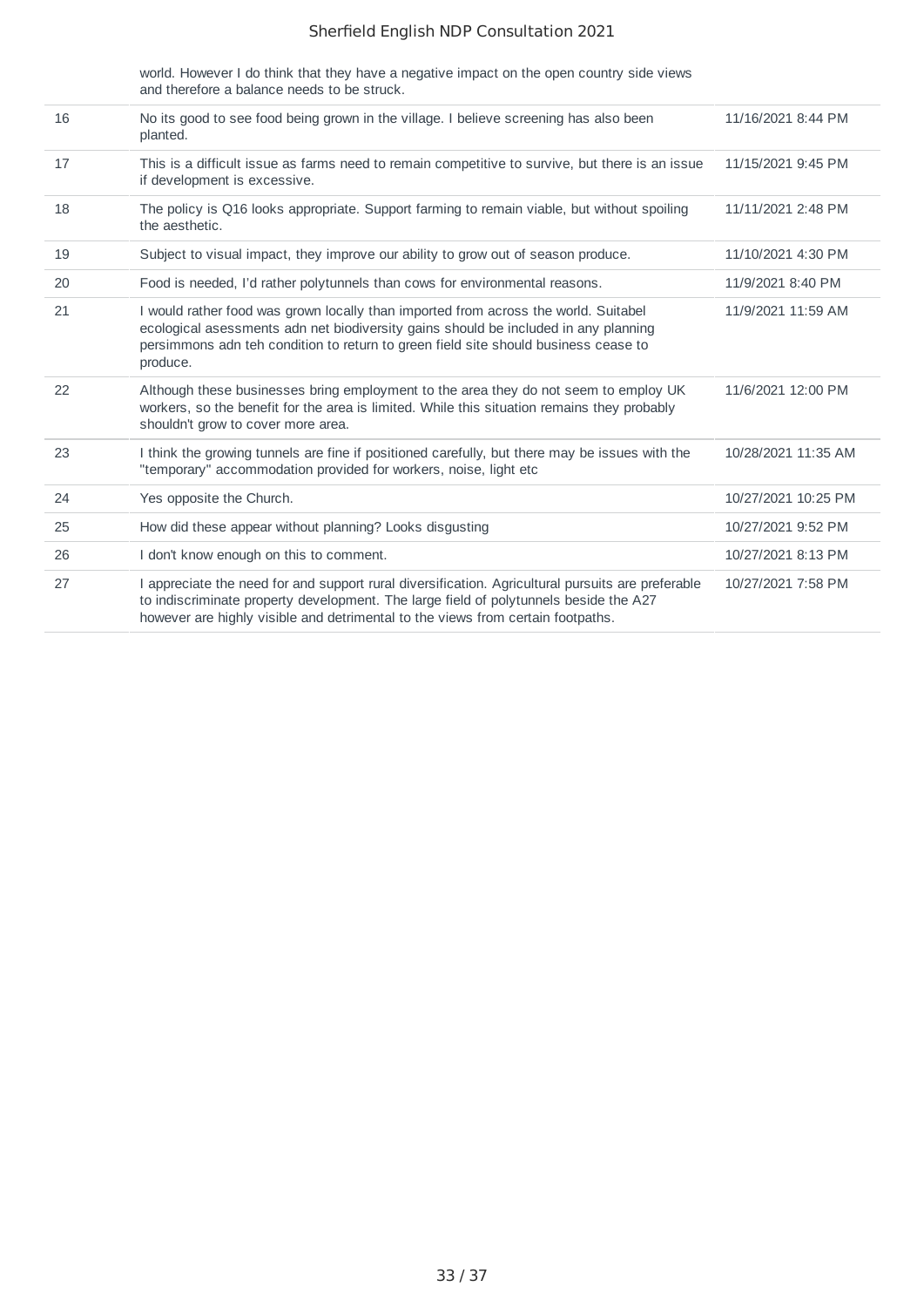| | | |
|---|---|---|
| | world. However I do think that they have a negative impact on the open country side views and therefore a balance needs to be struck. | |
| 16 | No its good to see food being grown in the village. I believe screening has also been planted. | 11/16/2021 8:44 PM |
| 17 | This is a difficult issue as farms need to remain competitive to survive, but there is an issue if development is excessive. | 11/15/2021 9:45 PM |
| 18 | The policy is Q16 looks appropriate. Support farming to remain viable, but without spoiling the aesthetic. | 11/11/2021 2:48 PM |
| 19 | Subject to visual impact, they improve our ability to grow out of season produce. | 11/10/2021 4:30 PM |
| 20 | Food is needed, I'd rather polytunnels than cows for environmental reasons. | 11/9/2021 8:40 PM |
| 21 | I would rather food was grown locally than imported from across the world. Suitabel ecological asessments adn net biodiversity gains should be included in any planning persimmons adn teh condition to return to green field site should business cease to produce. | 11/9/2021 11:59 AM |
| 22 | Although these businesses bring employment to the area they do not seem to employ UK workers, so the benefit for the area is limited. While this situation remains they probably shouldn't grow to cover more area. | 11/6/2021 12:00 PM |
| 23 | I think the growing tunnels are fine if positioned carefully, but there may be issues with the "temporary" accommodation provided for workers, noise, light etc | 10/28/2021 11:35 AM |
| 24 | Yes opposite the Church. | 10/27/2021 10:25 PM |
| 25 | How did these appear without planning? Looks disgusting | 10/27/2021 9:52 PM |
| 26 | I don't know enough on this to comment. | 10/27/2021 8:13 PM |
| 27 | I appreciate the need for and support rural diversification. Agricultural pursuits are preferable to indiscriminate property development. The large field of polytunnels beside the A27 however are highly visible and detrimental to the views from certain footpaths. | 10/27/2021 7:58 PM |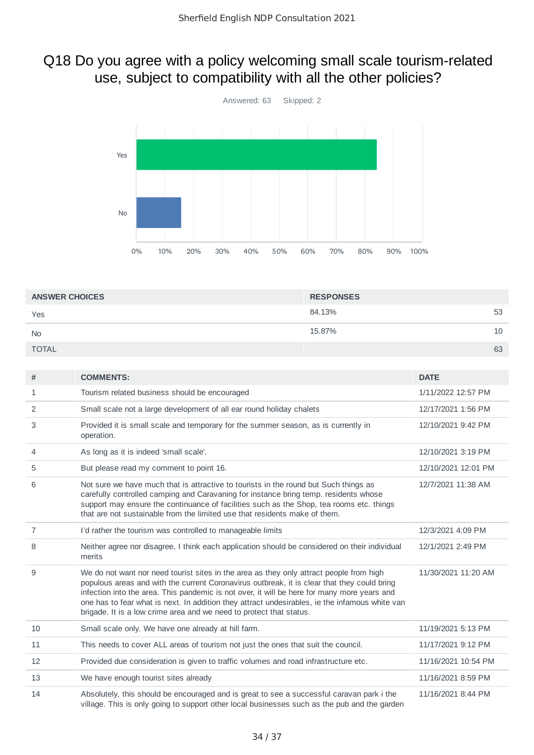# Q18 Do you agree with a policy welcoming small scale tourism-related use, subject to compatibility with all the other policies?

Answered: 63 Skipped: 2

Yes

No

0% 10% 20% 30% 40% 50% 60% 70% 80% 90% 100%

| ANSWER CHOICES | RESPONSES | |
|---|---|---|
| Yes | 84.13% | 53 |
| No | 15.87% | 10 |
| TOTAL | | 63 |

| # | COMMENTS: | DATE |
|---|---|---|
| 1 | Tourism related business should be encouraged | 1/11/2022 12:57 PM |
| 2 | Small scale not a large development of all ear round holiday chalets | 12/17/2021 1:56 PM |
| 3 | Provided it is small scale and temporary for the summer season, as is currently in operation. | 12/10/2021 9:42 PM |
| 4 | As long as it is indeed 'small scale'. | 12/10/2021 3:19 PM |
| 5 | But please read my comment to point 16. | 12/10/2021 12:01 PM |
| 6 | Not sure we have much that is attractive to tourists in the round but Such things as carefully controlled camping and Caravaning for instance bring temp. residents whose support may ensure the continuance of facilities such as the Shop, tea rooms etc. things that are not sustainable from the limited use that residents make of them. | 12/7/2021 11:38 AM |
| 7 | I'd rather the tourism was controlled to manageable limits | 12/3/2021 4:09 PM |
| 8 | Neither agree nor disagree, I think each application should be considered on their individual merits | 12/1/2021 2:49 PM |
| 9 | We do not want nor need tourist sites in the area as they only attract people from high populous areas and with the current Coronavirus outbreak, it is clear that they could bring infection into the area. This pandemic is not over, it will be here for many more years and one has to fear what is next. In addition they attract undesirables, ie the infamous white van brigade. It is a low crime area and we need to protect that status. | 11/30/2021 11:20 AM |
| 10 | Small scale only. We have one already at hill farm. | 11/19/2021 5:13 PM |
| 11 | This needs to cover ALL areas of tourism not just the ones that suit the council. | 11/17/2021 9:12 PM |
| 12 | Provided due consideration is given to traffic volumes and road infrastructure etc. | 11/16/2021 10:54 PM |
| 13 | We have enough tourist sites already | 11/16/2021 8:59 PM |
| 14 | Absolutely, this should be encouraged and is great to see a successful caravan park i the village. This is only going to support other local businesses such as the pub and the garden | 11/16/2021 8:44 PM |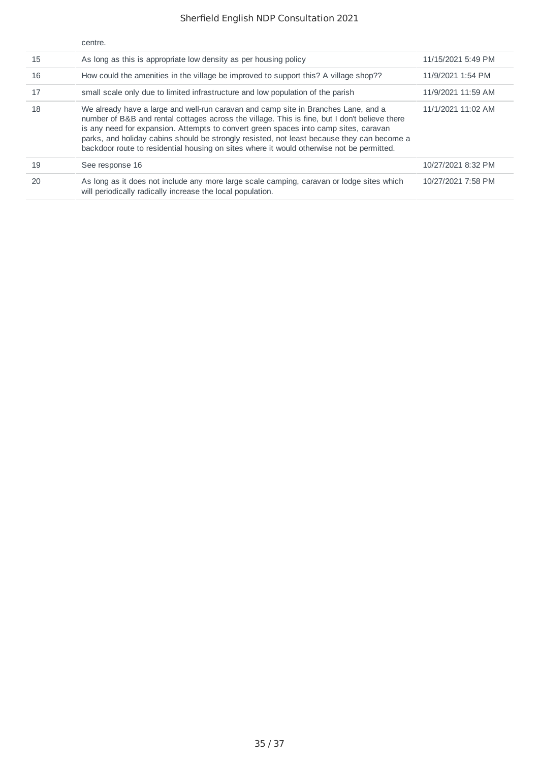| | | |
|---|---|---|
| | centre. | |
| 15 | As long as this is appropriate low density as per housing policy | 11/15/2021 5:49 PM |
| 16 | How could the amenities in the village be improved to support this? A village shop?? | 11/9/2021 1:54 PM |
| 17 | small scale only due to limited infrastructure and low population of the parish | 11/9/2021 11:59 AM |
| 18 | We already have a large and well-run caravan and camp site in Branches Lane, and a number of B&B and rental cottages across the village. This is fine, but I don't believe there is any need for expansion. Attempts to convert green spaces into camp sites, caravan parks, and holiday cabins should be strongly resisted, not least because they can become a backdoor route to residential housing on sites where it would otherwise not be permitted. | 11/1/2021 11:02 AM |
| 19 | See response 16 | 10/27/2021 8:32 PM |
| 20 | As long as it does not include any more large scale camping, caravan or lodge sites which will periodically radically increase the local population. | 10/27/2021 7:58 PM |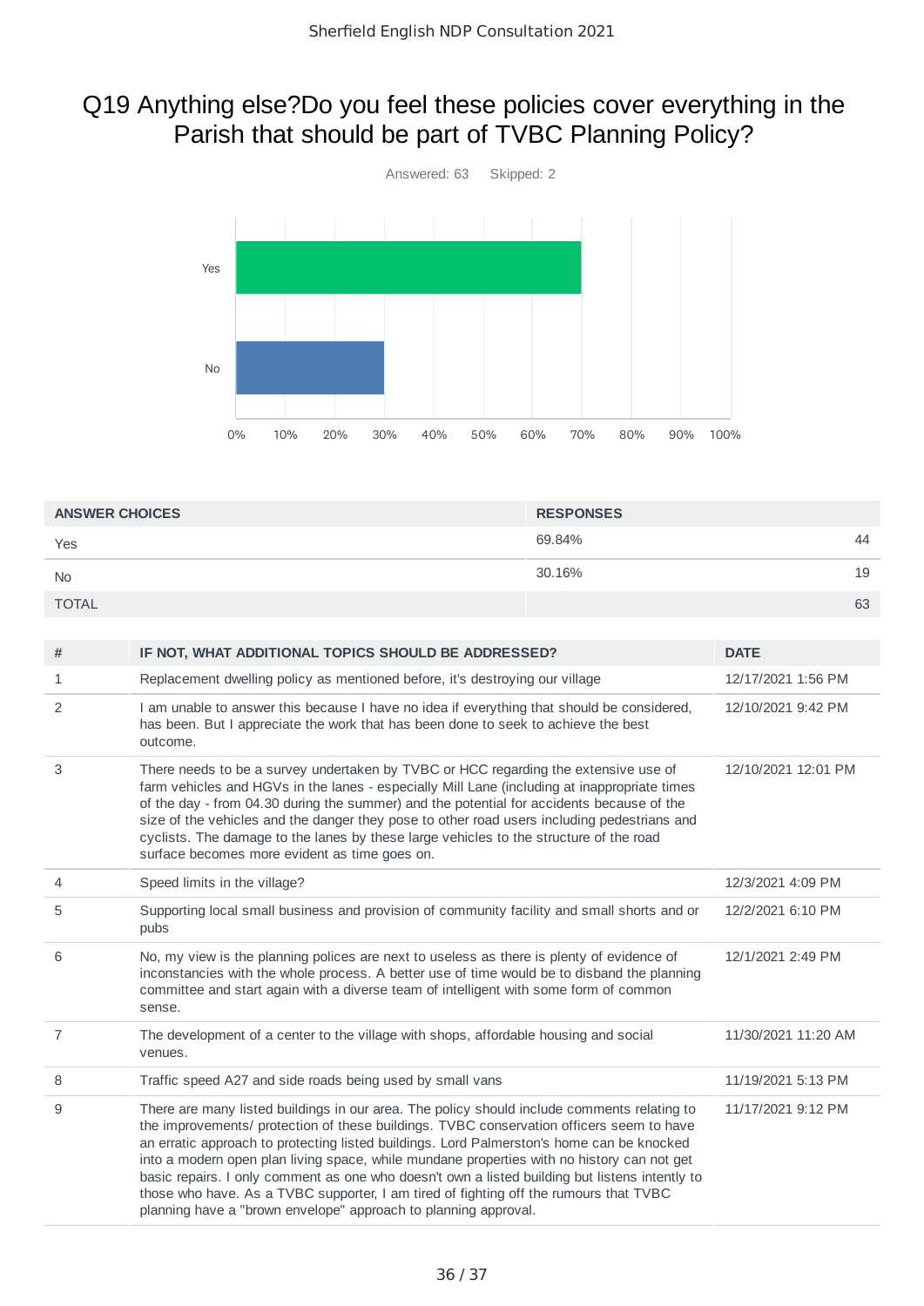# Q19 Anything else?Do you feel these policies cover everything in the Parish that should be part of TVBC Planning Policy?

Answered: 63    Skipped: 2

| ANSWER CHOICES | RESPONSES | |
|---|---|---|
| Yes | 69.84% | 44 |
| No | 30.16% | 19 |
| TOTAL | | 63 |

| # | IF NOT, WHAT ADDITIONAL TOPICS SHOULD BE ADDRESSED? | DATE |
|---|---|---|
| 1 | Replacement dwelling policy as mentioned before, it's destroying our village | 12/17/2021 1:56 PM |
| 2 | I am unable to answer this because I have no idea if everything that should be considered, has been. But I appreciate the work that has been done to seek to achieve the best outcome. | 12/10/2021 9:42 PM |
| 3 | There needs to be a survey undertaken by TVBC or HCC regarding the extensive use of farm vehicles and HGVs in the lanes - especially Mill Lane (including at inappropriate times of the day - from 04.30 during the summer) and the potential for accidents because of the size of the vehicles and the danger they pose to other road users including pedestrians and cyclists. The damage to the lanes by these large vehicles to the structure of the road surface becomes more evident as time goes on. | 12/10/2021 12:01 PM |
| 4 | Speed limits in the village? | 12/3/2021 4:09 PM |
| 5 | Supporting local small business and provision of community facility and small shorts and or pubs | 12/2/2021 6:10 PM |
| 6 | No, my view is the planning polices are next to useless as there is plenty of evidence of inconstancies with the whole process. A better use of time would be to disband the planning committee and start again with a diverse team of intelligent with some form of common sense. | 12/1/2021 2:49 PM |
| 7 | The development of a center to the village with shops, affordable housing and social venues. | 11/30/2021 11:20 AM |
| 8 | Traffic speed A27 and side roads being used by small vans | 11/19/2021 5:13 PM |
| 9 | There are many listed buildings in our area. The policy should include comments relating to the improvements/ protection of these buildings. TVBC conservation officers seem to have an erratic approach to protecting listed buildings. Lord Palmerston's home can be knocked into a modern open plan living space, while mundane properties with no history can not get basic repairs. I only comment as one who doesn't own a listed building but listens intently to those who have. As a TVBC supporter, I am tired of fighting off the rumours that TVBC planning have a "brown envelope" approach to planning approval. | 11/17/2021 9:12 PM |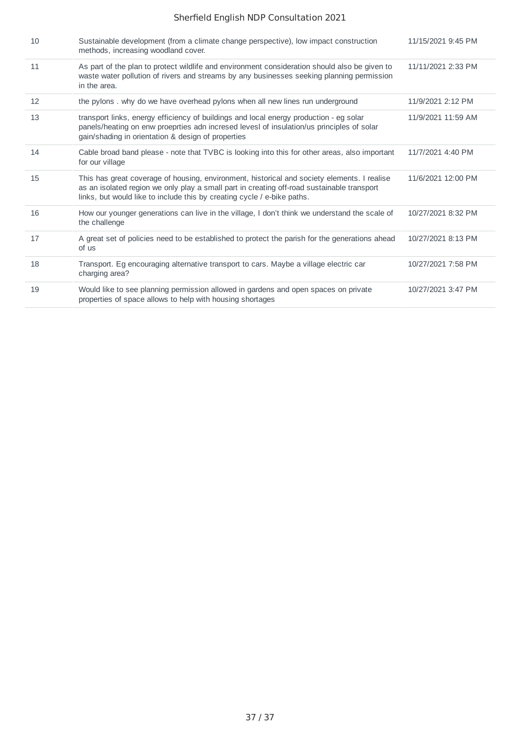| | | |
|---|---|---|
| 10 | Sustainable development (from a climate change perspective), low impact construction methods, increasing woodland cover. | 11/15/2021 9:45 PM |
| 11 | As part of the plan to protect wildlife and environment consideration should also be given to waste water pollution of rivers and streams by any businesses seeking planning permission in the area. | 11/11/2021 2:33 PM |
| 12 | the pylons . why do we have overhead pylons when all new lines run underground | 11/9/2021 2:12 PM |
| 13 | transport links, energy efficiency of buildings and local energy production - eg solar panels/heating on enw proeprties adn incresed levesl of insulation/us principles of solar gain/shading in orientation & design of properties | 11/9/2021 11:59 AM |
| 14 | Cable broad band please - note that TVBC is looking into this for other areas, also important for our village | 11/7/2021 4:40 PM |
| 15 | This has great coverage of housing, environment, historical and society elements. I realise as an isolated region we only play a small part in creating off-road sustainable transport links, but would like to include this by creating cycle / e-bike paths. | 11/6/2021 12:00 PM |
| 16 | How our younger generations can live in the village, I don't think we understand the scale of the challenge | 10/27/2021 8:32 PM |
| 17 | A great set of policies need to be established to protect the parish for the generations ahead of us | 10/27/2021 8:13 PM |
| 18 | Transport. Eg encouraging alternative transport to cars. Maybe a village electric car charging area? | 10/27/2021 7:58 PM |
| 19 | Would like to see planning permission allowed in gardens and open spaces on private properties of space allows to help with housing shortages | 10/27/2021 3:47 PM |